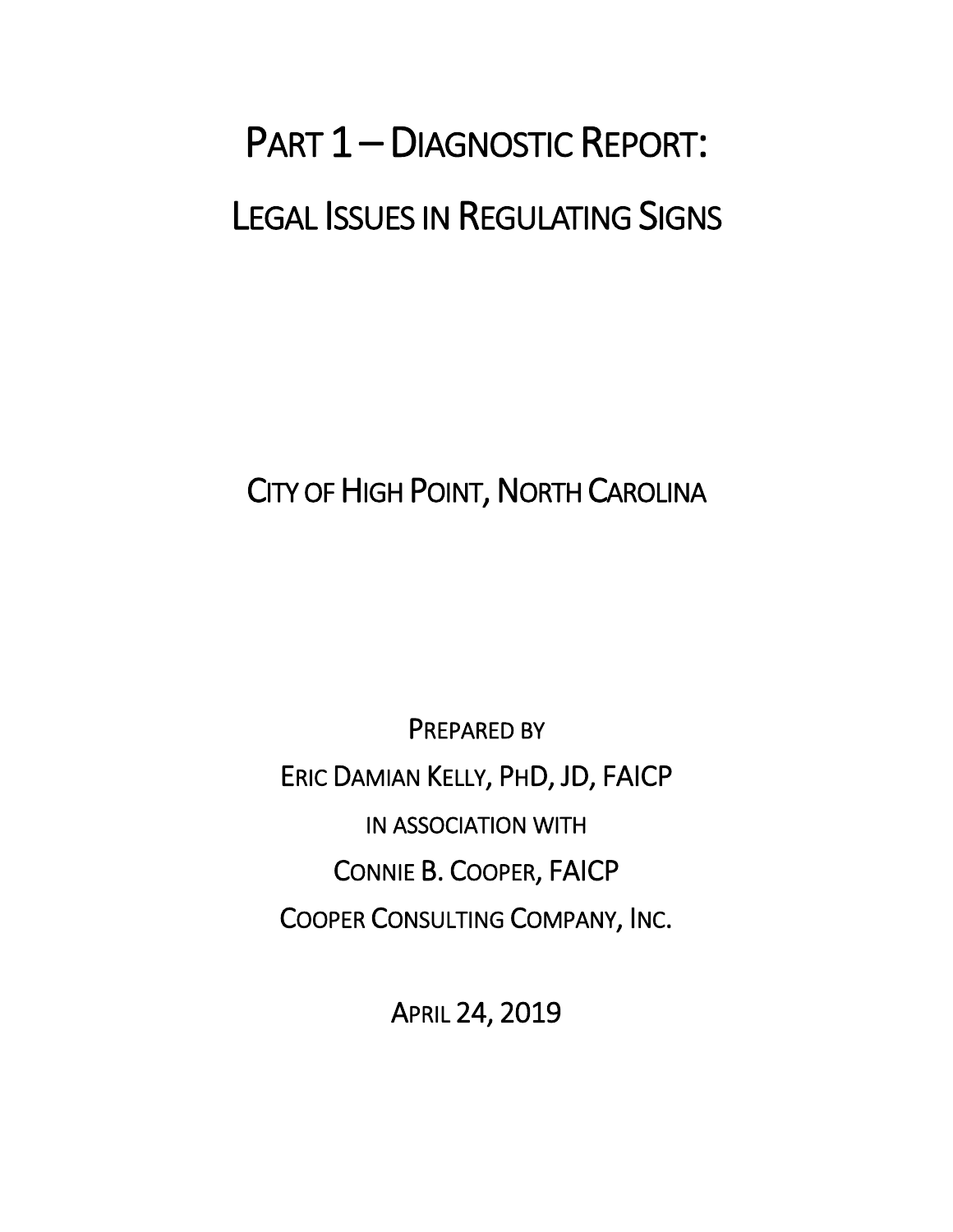# PART 1 – DIAGNOSTIC REPORT:

# LEGAL ISSUES IN REGULATING SIGNS

CITY OF HIGH POINT, NORTH CAROLINA

PREPARED BY

ERIC DAMIAN KELLY, PHD, JD, FAICP

IN ASSOCIATION WITH

CONNIE B. COOPER, FAICP

COOPER CONSULTING COMPANY, INC.

APRIL 24, 2019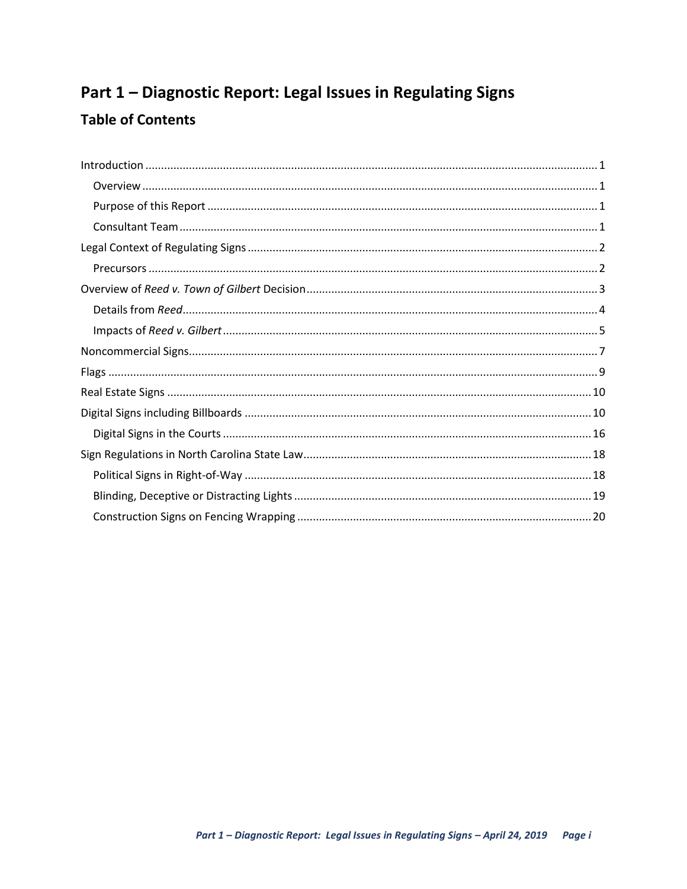# Part 1 – Diagnostic Report: Legal Issues in Regulating Signs

## Table of Contents

| | |
|---|---|
| Introduction | 1 |
| Overview | 1 |
| Purpose of this Report | 1 |
| Consultant Team | 1 |
| Legal Context of Regulating Signs | 2 |
| Precursors | 2 |
| Overview of *Reed v. Town of Gilbert* Decision | 3 |
| Details from *Reed* | 4 |
| Impacts of *Reed v. Gilbert* | 5 |
| Noncommercial Signs | 7 |
| Flags | 9 |
| Real Estate Signs | 10 |
| Digital Signs including Billboards | 10 |
| Digital Signs in the Courts | 16 |
| Sign Regulations in North Carolina State Law | 18 |
| Political Signs in Right-of-Way | 18 |
| Blinding, Deceptive or Distracting Lights | 19 |
| Construction Signs on Fencing Wrapping | 20 |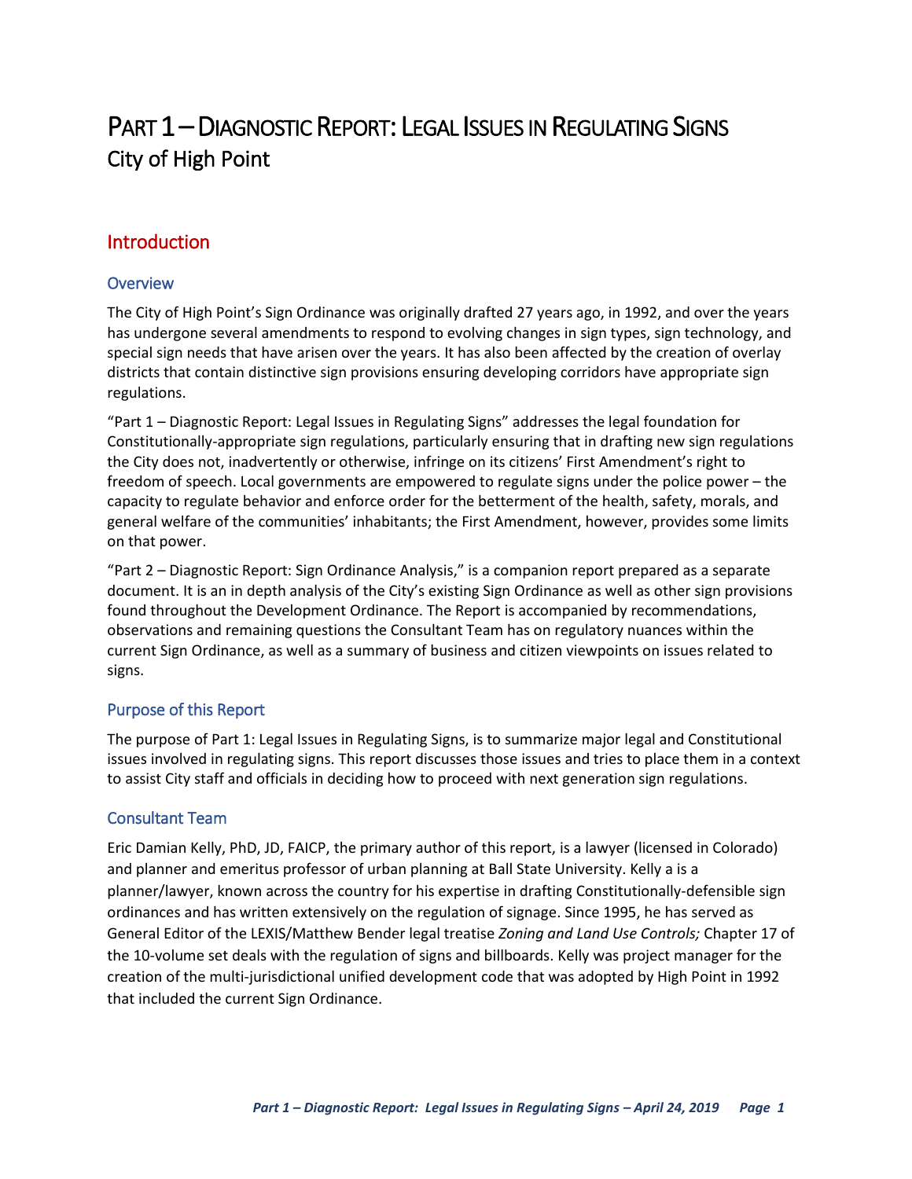# PART 1 – DIAGNOSTIC REPORT: LEGAL ISSUES IN REGULATING SIGNS

City of High Point

## Introduction

### Overview

The City of High Point's Sign Ordinance was originally drafted 27 years ago, in 1992, and over the years has undergone several amendments to respond to evolving changes in sign types, sign technology, and special sign needs that have arisen over the years. It has also been affected by the creation of overlay districts that contain distinctive sign provisions ensuring developing corridors have appropriate sign regulations.

"Part 1 – Diagnostic Report: Legal Issues in Regulating Signs" addresses the legal foundation for Constitutionally-appropriate sign regulations, particularly ensuring that in drafting new sign regulations the City does not, inadvertently or otherwise, infringe on its citizens' First Amendment's right to freedom of speech. Local governments are empowered to regulate signs under the police power – the capacity to regulate behavior and enforce order for the betterment of the health, safety, morals, and general welfare of the communities' inhabitants; the First Amendment, however, provides some limits on that power.

"Part 2 – Diagnostic Report: Sign Ordinance Analysis," is a companion report prepared as a separate document. It is an in depth analysis of the City's existing Sign Ordinance as well as other sign provisions found throughout the Development Ordinance. The Report is accompanied by recommendations, observations and remaining questions the Consultant Team has on regulatory nuances within the current Sign Ordinance, as well as a summary of business and citizen viewpoints on issues related to signs.

### Purpose of this Report

The purpose of Part 1: Legal Issues in Regulating Signs, is to summarize major legal and Constitutional issues involved in regulating signs. This report discusses those issues and tries to place them in a context to assist City staff and officials in deciding how to proceed with next generation sign regulations.

### Consultant Team

Eric Damian Kelly, PhD, JD, FAICP, the primary author of this report, is a lawyer (licensed in Colorado) and planner and emeritus professor of urban planning at Ball State University. Kelly a is a planner/lawyer, known across the country for his expertise in drafting Constitutionally-defensible sign ordinances and has written extensively on the regulation of signage. Since 1995, he has served as General Editor of the LEXIS/Matthew Bender legal treatise *Zoning and Land Use Controls;* Chapter 17 of the 10-volume set deals with the regulation of signs and billboards. Kelly was project manager for the creation of the multi-jurisdictional unified development code that was adopted by High Point in 1992 that included the current Sign Ordinance.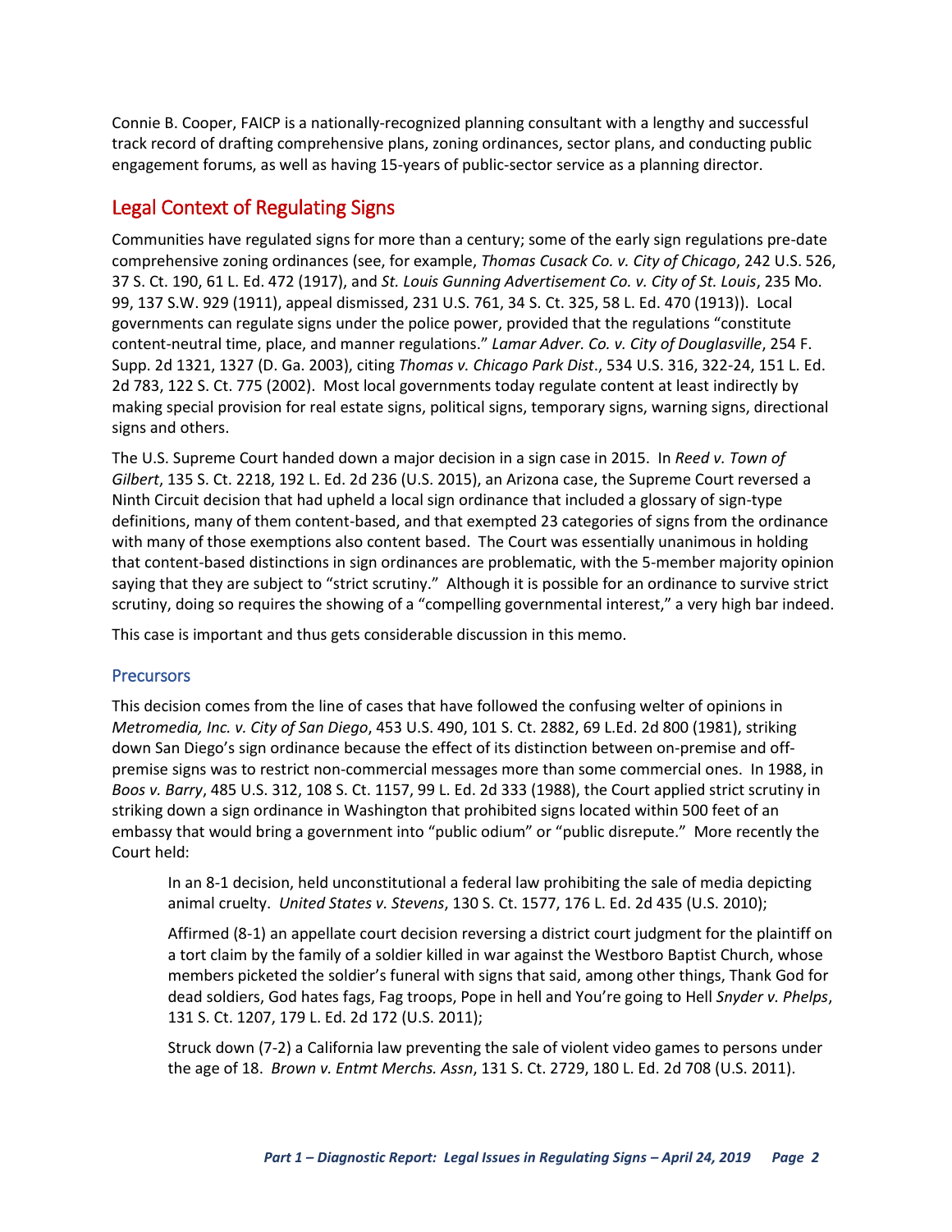Connie B. Cooper, FAICP is a nationally-recognized planning consultant with a lengthy and successful track record of drafting comprehensive plans, zoning ordinances, sector plans, and conducting public engagement forums, as well as having 15-years of public-sector service as a planning director.

## Legal Context of Regulating Signs

Communities have regulated signs for more than a century; some of the early sign regulations pre-date comprehensive zoning ordinances (see, for example, *Thomas Cusack Co. v. City of Chicago*, 242 U.S. 526, 37 S. Ct. 190, 61 L. Ed. 472 (1917), and *St. Louis Gunning Advertisement Co. v. City of St. Louis*, 235 Mo. 99, 137 S.W. 929 (1911), appeal dismissed, 231 U.S. 761, 34 S. Ct. 325, 58 L. Ed. 470 (1913)). Local governments can regulate signs under the police power, provided that the regulations "constitute content-neutral time, place, and manner regulations." *Lamar Adver. Co. v. City of Douglasville*, 254 F. Supp. 2d 1321, 1327 (D. Ga. 2003), citing *Thomas v. Chicago Park Dist*., 534 U.S. 316, 322-24, 151 L. Ed. 2d 783, 122 S. Ct. 775 (2002). Most local governments today regulate content at least indirectly by making special provision for real estate signs, political signs, temporary signs, warning signs, directional signs and others.

The U.S. Supreme Court handed down a major decision in a sign case in 2015. In *Reed v. Town of Gilbert*, 135 S. Ct. 2218, 192 L. Ed. 2d 236 (U.S. 2015), an Arizona case, the Supreme Court reversed a Ninth Circuit decision that had upheld a local sign ordinance that included a glossary of sign-type definitions, many of them content-based, and that exempted 23 categories of signs from the ordinance with many of those exemptions also content based. The Court was essentially unanimous in holding that content-based distinctions in sign ordinances are problematic, with the 5-member majority opinion saying that they are subject to "strict scrutiny." Although it is possible for an ordinance to survive strict scrutiny, doing so requires the showing of a "compelling governmental interest," a very high bar indeed.

This case is important and thus gets considerable discussion in this memo.

### Precursors

This decision comes from the line of cases that have followed the confusing welter of opinions in *Metromedia, Inc. v. City of San Diego*, 453 U.S. 490, 101 S. Ct. 2882, 69 L.Ed. 2d 800 (1981), striking down San Diego's sign ordinance because the effect of its distinction between on-premise and off-premise signs was to restrict non-commercial messages more than some commercial ones. In 1988, in *Boos v. Barry*, 485 U.S. 312, 108 S. Ct. 1157, 99 L. Ed. 2d 333 (1988), the Court applied strict scrutiny in striking down a sign ordinance in Washington that prohibited signs located within 500 feet of an embassy that would bring a government into "public odium" or "public disrepute." More recently the Court held:

> In an 8-1 decision, held unconstitutional a federal law prohibiting the sale of media depicting animal cruelty. *United States v. Stevens*, 130 S. Ct. 1577, 176 L. Ed. 2d 435 (U.S. 2010);
>
> Affirmed (8-1) an appellate court decision reversing a district court judgment for the plaintiff on a tort claim by the family of a soldier killed in war against the Westboro Baptist Church, whose members picketed the soldier's funeral with signs that said, among other things, Thank God for dead soldiers, God hates fags, Fag troops, Pope in hell and You're going to Hell *Snyder v. Phelps*, 131 S. Ct. 1207, 179 L. Ed. 2d 172 (U.S. 2011);
>
> Struck down (7-2) a California law preventing the sale of violent video games to persons under the age of 18. *Brown v. Entmt Merchs. Assn*, 131 S. Ct. 2729, 180 L. Ed. 2d 708 (U.S. 2011).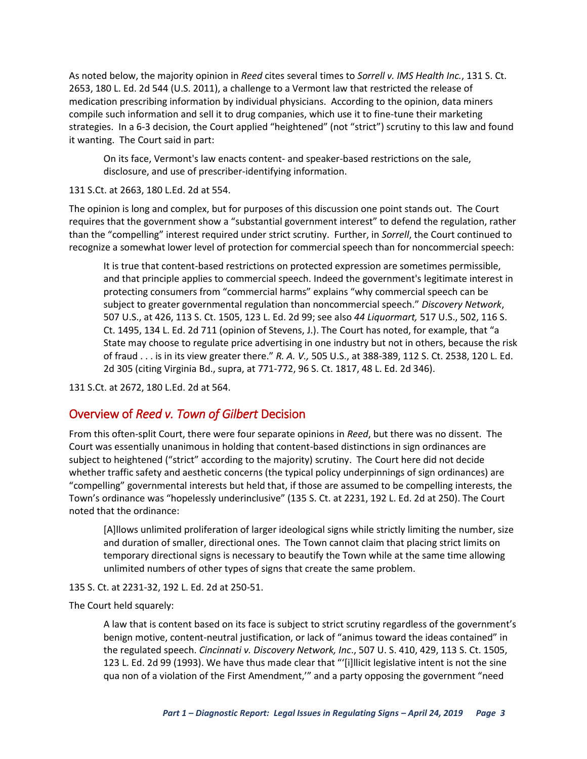As noted below, the majority opinion in *Reed* cites several times to *Sorrell v. IMS Health Inc.*, 131 S. Ct. 2653, 180 L. Ed. 2d 544 (U.S. 2011), a challenge to a Vermont law that restricted the release of medication prescribing information by individual physicians. According to the opinion, data miners compile such information and sell it to drug companies, which use it to fine-tune their marketing strategies. In a 6-3 decision, the Court applied "heightened" (not "strict") scrutiny to this law and found it wanting. The Court said in part:

> On its face, Vermont's law enacts content- and speaker-based restrictions on the sale, disclosure, and use of prescriber-identifying information.

131 S.Ct. at 2663, 180 L.Ed. 2d at 554.

The opinion is long and complex, but for purposes of this discussion one point stands out. The Court requires that the government show a "substantial government interest" to defend the regulation, rather than the "compelling" interest required under strict scrutiny. Further, in *Sorrell*, the Court continued to recognize a somewhat lower level of protection for commercial speech than for noncommercial speech:

> It is true that content-based restrictions on protected expression are sometimes permissible, and that principle applies to commercial speech. Indeed the government's legitimate interest in protecting consumers from "commercial harms" explains "why commercial speech can be subject to greater governmental regulation than noncommercial speech." *Discovery Network*, 507 U.S., at 426, 113 S. Ct. 1505, 123 L. Ed. 2d 99; see also *44 Liquormart,* 517 U.S., 502, 116 S. Ct. 1495, 134 L. Ed. 2d 711 (opinion of Stevens, J.). The Court has noted, for example, that "a State may choose to regulate price advertising in one industry but not in others, because the risk of fraud . . . is in its view greater there." *R. A. V.,* 505 U.S., at 388-389, 112 S. Ct. 2538, 120 L. Ed. 2d 305 (citing Virginia Bd., supra, at 771-772, 96 S. Ct. 1817, 48 L. Ed. 2d 346).

131 S.Ct. at 2672, 180 L.Ed. 2d at 564.

## Overview of *Reed v. Town of Gilbert* Decision

From this often-split Court, there were four separate opinions in *Reed*, but there was no dissent. The Court was essentially unanimous in holding that content-based distinctions in sign ordinances are subject to heightened ("strict" according to the majority) scrutiny. The Court here did not decide whether traffic safety and aesthetic concerns (the typical policy underpinnings of sign ordinances) are "compelling" governmental interests but held that, if those are assumed to be compelling interests, the Town's ordinance was "hopelessly underinclusive" (135 S. Ct. at 2231, 192 L. Ed. 2d at 250). The Court noted that the ordinance:

> [A]llows unlimited proliferation of larger ideological signs while strictly limiting the number, size and duration of smaller, directional ones. The Town cannot claim that placing strict limits on temporary directional signs is necessary to beautify the Town while at the same time allowing unlimited numbers of other types of signs that create the same problem.

135 S. Ct. at 2231-32, 192 L. Ed. 2d at 250-51.

The Court held squarely:

> A law that is content based on its face is subject to strict scrutiny regardless of the government's benign motive, content-neutral justification, or lack of "animus toward the ideas contained" in the regulated speech. *Cincinnati v. Discovery Network, Inc.*, 507 U. S. 410, 429, 113 S. Ct. 1505, 123 L. Ed. 2d 99 (1993). We have thus made clear that "'[i]llicit legislative intent is not the sine qua non of a violation of the First Amendment,'" and a party opposing the government "need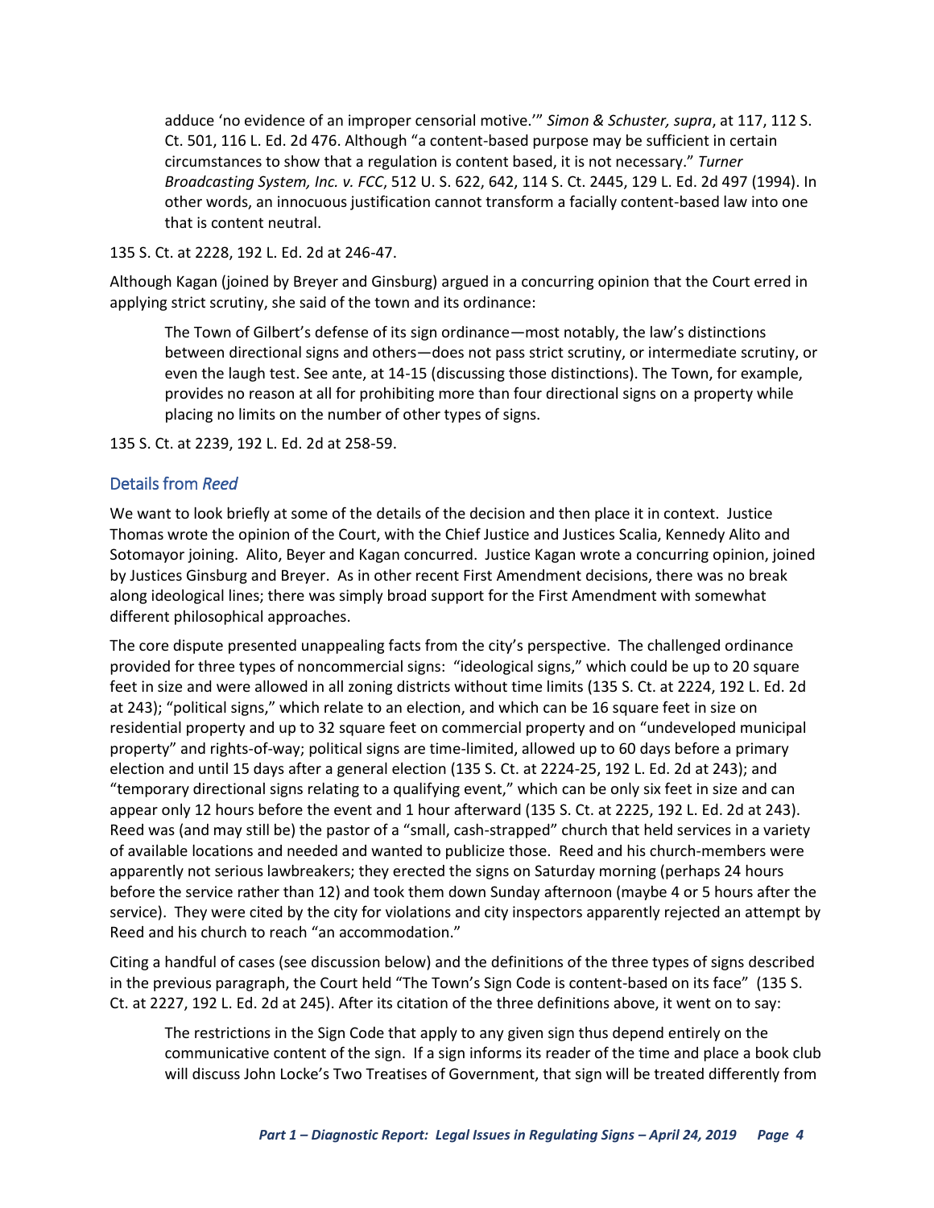> adduce 'no evidence of an improper censorial motive.'" *Simon & Schuster, supra*, at 117, 112 S. Ct. 501, 116 L. Ed. 2d 476. Although "a content-based purpose may be sufficient in certain circumstances to show that a regulation is content based, it is not necessary." *Turner Broadcasting System, Inc. v. FCC*, 512 U. S. 622, 642, 114 S. Ct. 2445, 129 L. Ed. 2d 497 (1994). In other words, an innocuous justification cannot transform a facially content-based law into one that is content neutral.

135 S. Ct. at 2228, 192 L. Ed. 2d at 246-47.

Although Kagan (joined by Breyer and Ginsburg) argued in a concurring opinion that the Court erred in applying strict scrutiny, she said of the town and its ordinance:

> The Town of Gilbert's defense of its sign ordinance—most notably, the law's distinctions between directional signs and others—does not pass strict scrutiny, or intermediate scrutiny, or even the laugh test. See ante, at 14-15 (discussing those distinctions). The Town, for example, provides no reason at all for prohibiting more than four directional signs on a property while placing no limits on the number of other types of signs.

135 S. Ct. at 2239, 192 L. Ed. 2d at 258-59.

## Details from *Reed*

We want to look briefly at some of the details of the decision and then place it in context. Justice Thomas wrote the opinion of the Court, with the Chief Justice and Justices Scalia, Kennedy Alito and Sotomayor joining. Alito, Beyer and Kagan concurred. Justice Kagan wrote a concurring opinion, joined by Justices Ginsburg and Breyer. As in other recent First Amendment decisions, there was no break along ideological lines; there was simply broad support for the First Amendment with somewhat different philosophical approaches.

The core dispute presented unappealing facts from the city's perspective. The challenged ordinance provided for three types of noncommercial signs: "ideological signs," which could be up to 20 square feet in size and were allowed in all zoning districts without time limits (135 S. Ct. at 2224, 192 L. Ed. 2d at 243); "political signs," which relate to an election, and which can be 16 square feet in size on residential property and up to 32 square feet on commercial property and on "undeveloped municipal property" and rights-of-way; political signs are time-limited, allowed up to 60 days before a primary election and until 15 days after a general election (135 S. Ct. at 2224-25, 192 L. Ed. 2d at 243); and "temporary directional signs relating to a qualifying event," which can be only six feet in size and can appear only 12 hours before the event and 1 hour afterward (135 S. Ct. at 2225, 192 L. Ed. 2d at 243). Reed was (and may still be) the pastor of a "small, cash-strapped" church that held services in a variety of available locations and needed and wanted to publicize those. Reed and his church-members were apparently not serious lawbreakers; they erected the signs on Saturday morning (perhaps 24 hours before the service rather than 12) and took them down Sunday afternoon (maybe 4 or 5 hours after the service). They were cited by the city for violations and city inspectors apparently rejected an attempt by Reed and his church to reach "an accommodation."

Citing a handful of cases (see discussion below) and the definitions of the three types of signs described in the previous paragraph, the Court held "The Town's Sign Code is content-based on its face" (135 S. Ct. at 2227, 192 L. Ed. 2d at 245). After its citation of the three definitions above, it went on to say:

> The restrictions in the Sign Code that apply to any given sign thus depend entirely on the communicative content of the sign. If a sign informs its reader of the time and place a book club will discuss John Locke's Two Treatises of Government, that sign will be treated differently from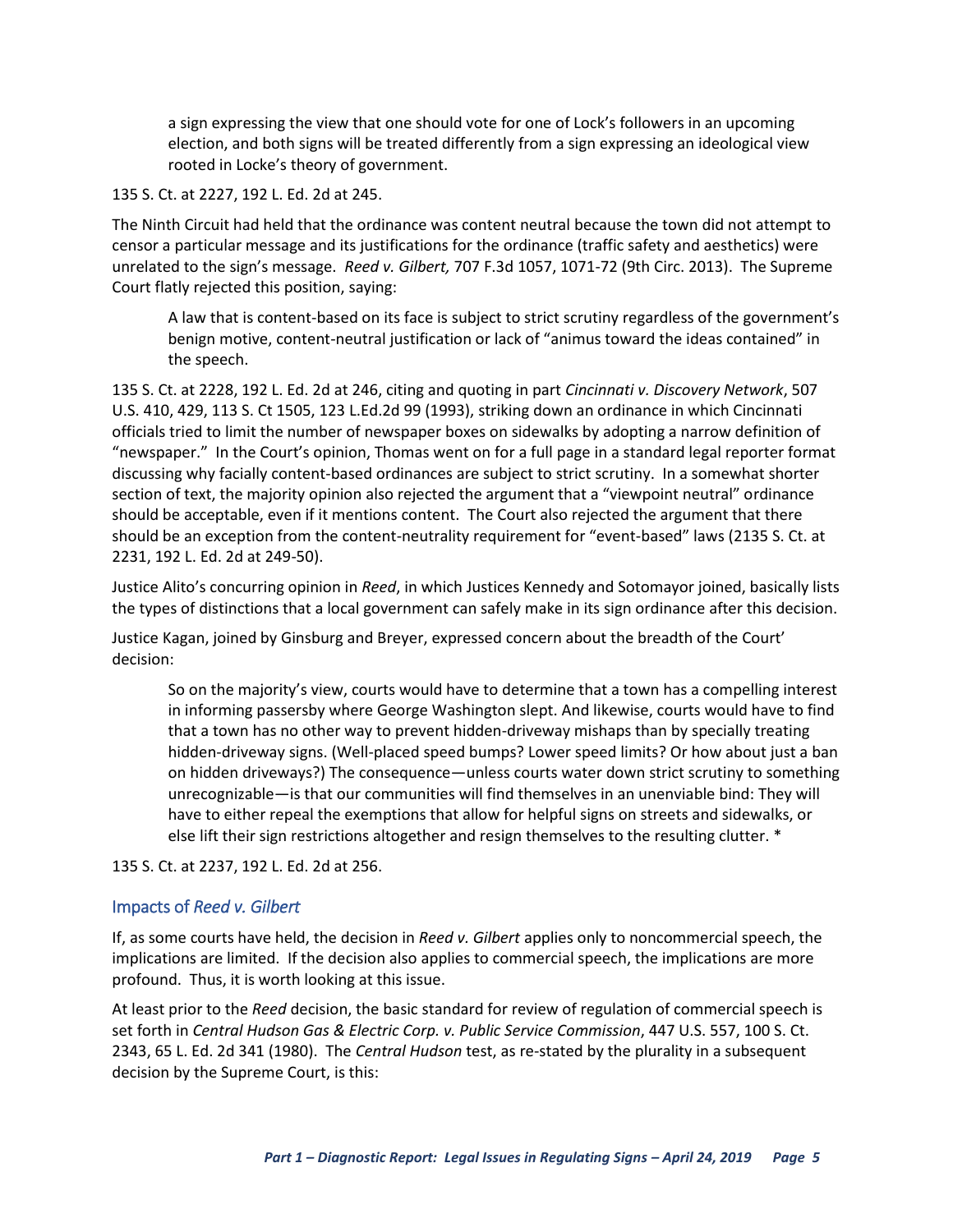> a sign expressing the view that one should vote for one of Lock's followers in an upcoming election, and both signs will be treated differently from a sign expressing an ideological view rooted in Locke's theory of government.

135 S. Ct. at 2227, 192 L. Ed. 2d at 245.

The Ninth Circuit had held that the ordinance was content neutral because the town did not attempt to censor a particular message and its justifications for the ordinance (traffic safety and aesthetics) were unrelated to the sign's message. *Reed v. Gilbert,* 707 F.3d 1057, 1071-72 (9th Circ. 2013). The Supreme Court flatly rejected this position, saying:

> A law that is content-based on its face is subject to strict scrutiny regardless of the government's benign motive, content-neutral justification or lack of "animus toward the ideas contained" in the speech.

135 S. Ct. at 2228, 192 L. Ed. 2d at 246, citing and quoting in part *Cincinnati v. Discovery Network*, 507 U.S. 410, 429, 113 S. Ct 1505, 123 L.Ed.2d 99 (1993), striking down an ordinance in which Cincinnati officials tried to limit the number of newspaper boxes on sidewalks by adopting a narrow definition of "newspaper." In the Court's opinion, Thomas went on for a full page in a standard legal reporter format discussing why facially content-based ordinances are subject to strict scrutiny. In a somewhat shorter section of text, the majority opinion also rejected the argument that a "viewpoint neutral" ordinance should be acceptable, even if it mentions content. The Court also rejected the argument that there should be an exception from the content-neutrality requirement for "event-based" laws (2135 S. Ct. at 2231, 192 L. Ed. 2d at 249-50).

Justice Alito's concurring opinion in *Reed*, in which Justices Kennedy and Sotomayor joined, basically lists the types of distinctions that a local government can safely make in its sign ordinance after this decision.

Justice Kagan, joined by Ginsburg and Breyer, expressed concern about the breadth of the Court' decision:

> So on the majority's view, courts would have to determine that a town has a compelling interest in informing passersby where George Washington slept. And likewise, courts would have to find that a town has no other way to prevent hidden-driveway mishaps than by specially treating hidden-driveway signs. (Well-placed speed bumps? Lower speed limits? Or how about just a ban on hidden driveways?) The consequence—unless courts water down strict scrutiny to something unrecognizable—is that our communities will find themselves in an unenviable bind: They will have to either repeal the exemptions that allow for helpful signs on streets and sidewalks, or else lift their sign restrictions altogether and resign themselves to the resulting clutter. *

135 S. Ct. at 2237, 192 L. Ed. 2d at 256.

## Impacts of *Reed v. Gilbert*

If, as some courts have held, the decision in *Reed v. Gilbert* applies only to noncommercial speech, the implications are limited. If the decision also applies to commercial speech, the implications are more profound. Thus, it is worth looking at this issue.

At least prior to the *Reed* decision, the basic standard for review of regulation of commercial speech is set forth in *Central Hudson Gas & Electric Corp. v. Public Service Commission*, 447 U.S. 557, 100 S. Ct. 2343, 65 L. Ed. 2d 341 (1980). The *Central Hudson* test, as re-stated by the plurality in a subsequent decision by the Supreme Court, is this: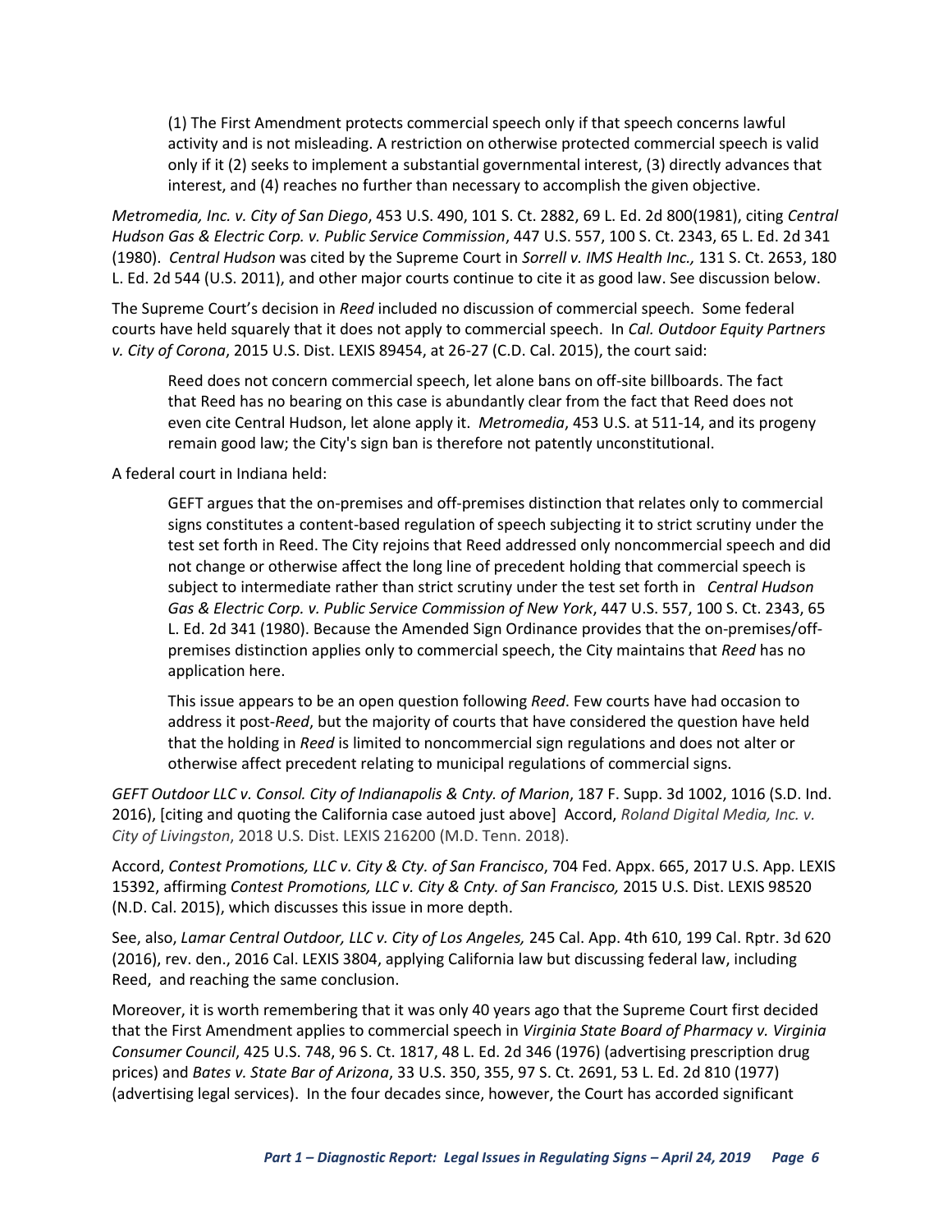> (1) The First Amendment protects commercial speech only if that speech concerns lawful activity and is not misleading. A restriction on otherwise protected commercial speech is valid only if it (2) seeks to implement a substantial governmental interest, (3) directly advances that interest, and (4) reaches no further than necessary to accomplish the given objective.

*Metromedia, Inc. v. City of San Diego*, 453 U.S. 490, 101 S. Ct. 2882, 69 L. Ed. 2d 800(1981), citing *Central Hudson Gas & Electric Corp. v. Public Service Commission*, 447 U.S. 557, 100 S. Ct. 2343, 65 L. Ed. 2d 341 (1980). *Central Hudson* was cited by the Supreme Court in *Sorrell v. IMS Health Inc.,* 131 S. Ct. 2653, 180 L. Ed. 2d 544 (U.S. 2011), and other major courts continue to cite it as good law. See discussion below.

The Supreme Court's decision in *Reed* included no discussion of commercial speech. Some federal courts have held squarely that it does not apply to commercial speech. In *Cal. Outdoor Equity Partners v. City of Corona*, 2015 U.S. Dist. LEXIS 89454, at 26-27 (C.D. Cal. 2015), the court said:

> Reed does not concern commercial speech, let alone bans on off-site billboards. The fact that Reed has no bearing on this case is abundantly clear from the fact that Reed does not even cite Central Hudson, let alone apply it. *Metromedia*, 453 U.S. at 511-14, and its progeny remain good law; the City's sign ban is therefore not patently unconstitutional.

A federal court in Indiana held:

> GEFT argues that the on-premises and off-premises distinction that relates only to commercial signs constitutes a content-based regulation of speech subjecting it to strict scrutiny under the test set forth in Reed. The City rejoins that Reed addressed only noncommercial speech and did not change or otherwise affect the long line of precedent holding that commercial speech is subject to intermediate rather than strict scrutiny under the test set forth in *Central Hudson Gas & Electric Corp. v. Public Service Commission of New York*, 447 U.S. 557, 100 S. Ct. 2343, 65 L. Ed. 2d 341 (1980). Because the Amended Sign Ordinance provides that the on-premises/off-premises distinction applies only to commercial speech, the City maintains that *Reed* has no application here.
>
> This issue appears to be an open question following *Reed*. Few courts have had occasion to address it post-*Reed*, but the majority of courts that have considered the question have held that the holding in *Reed* is limited to noncommercial sign regulations and does not alter or otherwise affect precedent relating to municipal regulations of commercial signs.

*GEFT Outdoor LLC v. Consol. City of Indianapolis & Cnty. of Marion*, 187 F. Supp. 3d 1002, 1016 (S.D. Ind. 2016), [citing and quoting the California case autoed just above] Accord, *Roland Digital Media, Inc. v. City of Livingston*, 2018 U.S. Dist. LEXIS 216200 (M.D. Tenn. 2018).

Accord, *Contest Promotions, LLC v. City & Cty. of San Francisco*, 704 Fed. Appx. 665, 2017 U.S. App. LEXIS 15392, affirming *Contest Promotions, LLC v. City & Cnty. of San Francisco,* 2015 U.S. Dist. LEXIS 98520 (N.D. Cal. 2015), which discusses this issue in more depth.

See, also, *Lamar Central Outdoor, LLC v. City of Los Angeles,* 245 Cal. App. 4th 610, 199 Cal. Rptr. 3d 620 (2016), rev. den., 2016 Cal. LEXIS 3804, applying California law but discussing federal law, including Reed, and reaching the same conclusion.

Moreover, it is worth remembering that it was only 40 years ago that the Supreme Court first decided that the First Amendment applies to commercial speech in *Virginia State Board of Pharmacy v. Virginia Consumer Council*, 425 U.S. 748, 96 S. Ct. 1817, 48 L. Ed. 2d 346 (1976) (advertising prescription drug prices) and *Bates v. State Bar of Arizona*, 33 U.S. 350, 355, 97 S. Ct. 2691, 53 L. Ed. 2d 810 (1977) (advertising legal services). In the four decades since, however, the Court has accorded significant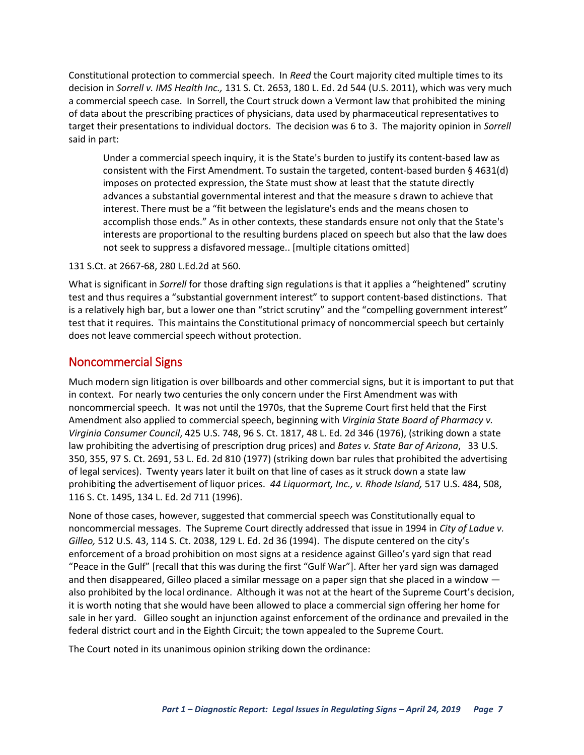Constitutional protection to commercial speech. In *Reed* the Court majority cited multiple times to its decision in *Sorrell v. IMS Health Inc.,* 131 S. Ct. 2653, 180 L. Ed. 2d 544 (U.S. 2011), which was very much a commercial speech case. In Sorrell, the Court struck down a Vermont law that prohibited the mining of data about the prescribing practices of physicians, data used by pharmaceutical representatives to target their presentations to individual doctors. The decision was 6 to 3. The majority opinion in *Sorrell* said in part:

> Under a commercial speech inquiry, it is the State's burden to justify its content-based law as consistent with the First Amendment. To sustain the targeted, content-based burden § 4631(d) imposes on protected expression, the State must show at least that the statute directly advances a substantial governmental interest and that the measure s drawn to achieve that interest. There must be a "fit between the legislature's ends and the means chosen to accomplish those ends." As in other contexts, these standards ensure not only that the State's interests are proportional to the resulting burdens placed on speech but also that the law does not seek to suppress a disfavored message.. [multiple citations omitted]

131 S.Ct. at 2667-68, 280 L.Ed.2d at 560.

What is significant in *Sorrell* for those drafting sign regulations is that it applies a "heightened" scrutiny test and thus requires a "substantial government interest" to support content-based distinctions. That is a relatively high bar, but a lower one than "strict scrutiny" and the "compelling government interest" test that it requires. This maintains the Constitutional primacy of noncommercial speech but certainly does not leave commercial speech without protection.

## Noncommercial Signs

Much modern sign litigation is over billboards and other commercial signs, but it is important to put that in context. For nearly two centuries the only concern under the First Amendment was with noncommercial speech. It was not until the 1970s, that the Supreme Court first held that the First Amendment also applied to commercial speech, beginning with *Virginia State Board of Pharmacy v. Virginia Consumer Council*, 425 U.S. 748, 96 S. Ct. 1817, 48 L. Ed. 2d 346 (1976), (striking down a state law prohibiting the advertising of prescription drug prices) and *Bates v. State Bar of Arizona*, 33 U.S. 350, 355, 97 S. Ct. 2691, 53 L. Ed. 2d 810 (1977) (striking down bar rules that prohibited the advertising of legal services). Twenty years later it built on that line of cases as it struck down a state law prohibiting the advertisement of liquor prices. *44 Liquormart, Inc., v. Rhode Island,* 517 U.S. 484, 508, 116 S. Ct. 1495, 134 L. Ed. 2d 711 (1996).

None of those cases, however, suggested that commercial speech was Constitutionally equal to noncommercial messages. The Supreme Court directly addressed that issue in 1994 in *City of Ladue v. Gilleo,* 512 U.S. 43, 114 S. Ct. 2038, 129 L. Ed. 2d 36 (1994). The dispute centered on the city's enforcement of a broad prohibition on most signs at a residence against Gilleo's yard sign that read "Peace in the Gulf" [recall that this was during the first "Gulf War"]. After her yard sign was damaged and then disappeared, Gilleo placed a similar message on a paper sign that she placed in a window — also prohibited by the local ordinance. Although it was not at the heart of the Supreme Court's decision, it is worth noting that she would have been allowed to place a commercial sign offering her home for sale in her yard. Gilleo sought an injunction against enforcement of the ordinance and prevailed in the federal district court and in the Eighth Circuit; the town appealed to the Supreme Court.

The Court noted in its unanimous opinion striking down the ordinance: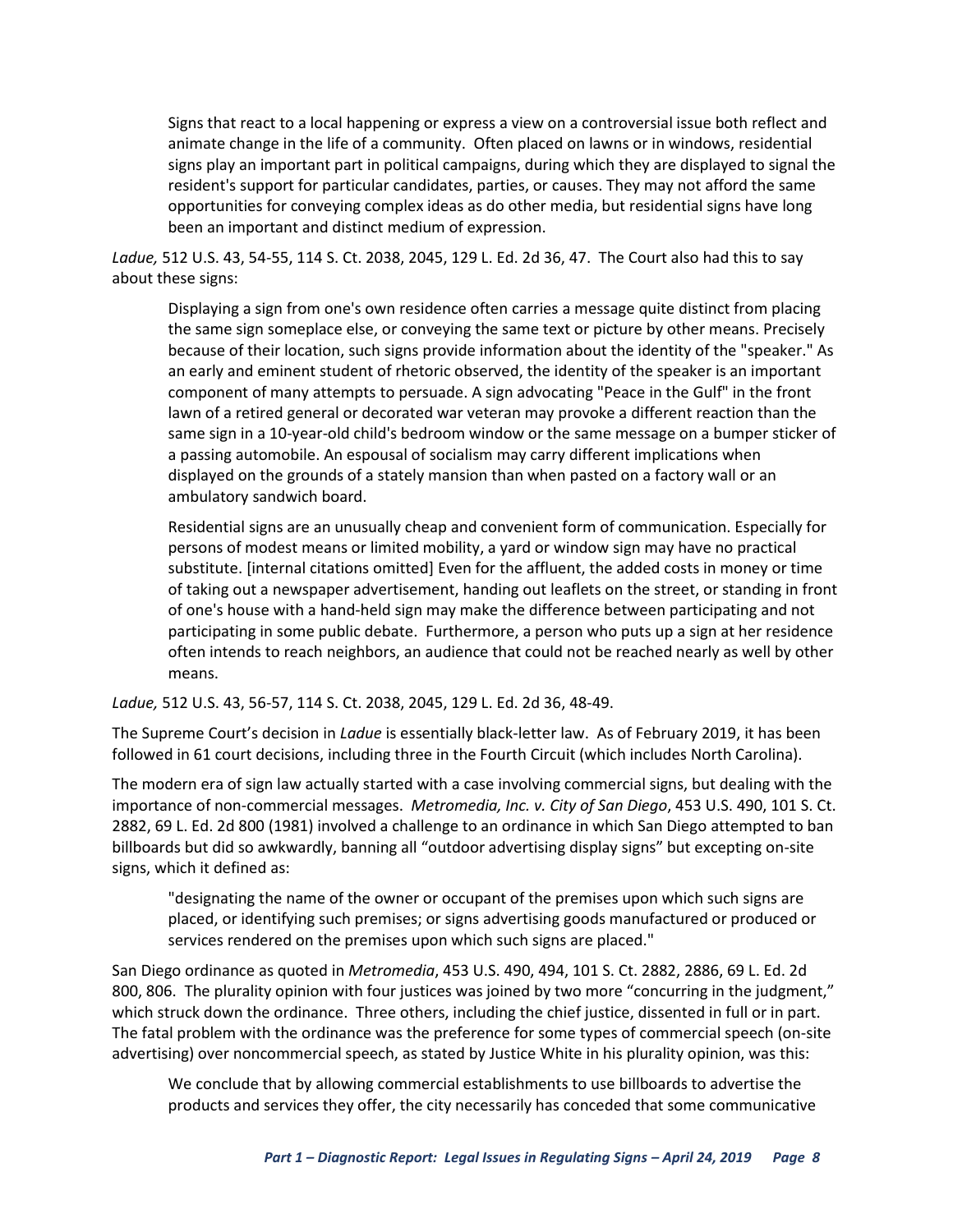> Signs that react to a local happening or express a view on a controversial issue both reflect and animate change in the life of a community. Often placed on lawns or in windows, residential signs play an important part in political campaigns, during which they are displayed to signal the resident's support for particular candidates, parties, or causes. They may not afford the same opportunities for conveying complex ideas as do other media, but residential signs have long been an important and distinct medium of expression.

*Ladue,* 512 U.S. 43, 54-55, 114 S. Ct. 2038, 2045, 129 L. Ed. 2d 36, 47. The Court also had this to say about these signs:

> Displaying a sign from one's own residence often carries a message quite distinct from placing the same sign someplace else, or conveying the same text or picture by other means. Precisely because of their location, such signs provide information about the identity of the "speaker." As an early and eminent student of rhetoric observed, the identity of the speaker is an important component of many attempts to persuade. A sign advocating "Peace in the Gulf" in the front lawn of a retired general or decorated war veteran may provoke a different reaction than the same sign in a 10-year-old child's bedroom window or the same message on a bumper sticker of a passing automobile. An espousal of socialism may carry different implications when displayed on the grounds of a stately mansion than when pasted on a factory wall or an ambulatory sandwich board.
>
> Residential signs are an unusually cheap and convenient form of communication. Especially for persons of modest means or limited mobility, a yard or window sign may have no practical substitute. [internal citations omitted] Even for the affluent, the added costs in money or time of taking out a newspaper advertisement, handing out leaflets on the street, or standing in front of one's house with a hand-held sign may make the difference between participating and not participating in some public debate. Furthermore, a person who puts up a sign at her residence often intends to reach neighbors, an audience that could not be reached nearly as well by other means.

*Ladue,* 512 U.S. 43, 56-57, 114 S. Ct. 2038, 2045, 129 L. Ed. 2d 36, 48-49.

The Supreme Court's decision in *Ladue* is essentially black-letter law. As of February 2019, it has been followed in 61 court decisions, including three in the Fourth Circuit (which includes North Carolina).

The modern era of sign law actually started with a case involving commercial signs, but dealing with the importance of non-commercial messages. *Metromedia, Inc. v. City of San Diego*, 453 U.S. 490, 101 S. Ct. 2882, 69 L. Ed. 2d 800 (1981) involved a challenge to an ordinance in which San Diego attempted to ban billboards but did so awkwardly, banning all "outdoor advertising display signs" but excepting on-site signs, which it defined as:

> "designating the name of the owner or occupant of the premises upon which such signs are placed, or identifying such premises; or signs advertising goods manufactured or produced or services rendered on the premises upon which such signs are placed."

San Diego ordinance as quoted in *Metromedia*, 453 U.S. 490, 494, 101 S. Ct. 2882, 2886, 69 L. Ed. 2d 800, 806. The plurality opinion with four justices was joined by two more "concurring in the judgment," which struck down the ordinance. Three others, including the chief justice, dissented in full or in part. The fatal problem with the ordinance was the preference for some types of commercial speech (on-site advertising) over noncommercial speech, as stated by Justice White in his plurality opinion, was this:

> We conclude that by allowing commercial establishments to use billboards to advertise the products and services they offer, the city necessarily has conceded that some communicative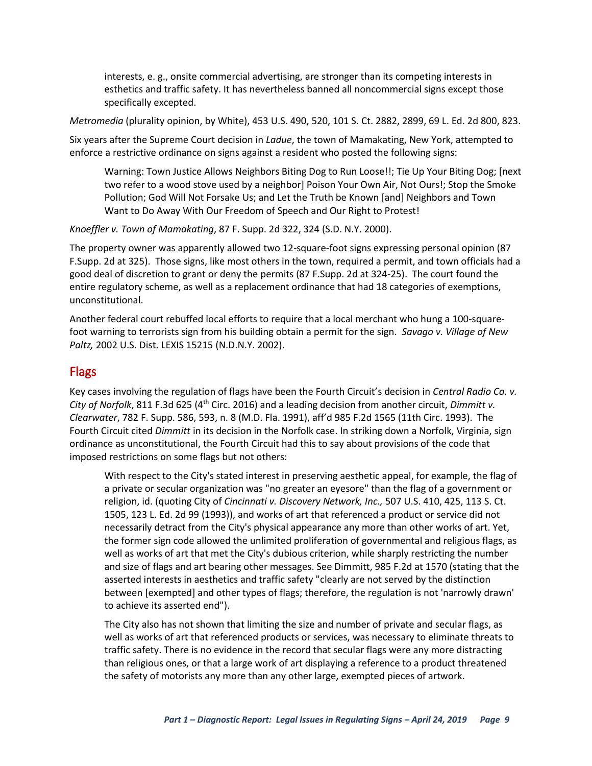> interests, e. g., onsite commercial advertising, are stronger than its competing interests in esthetics and traffic safety. It has nevertheless banned all noncommercial signs except those specifically excepted.

*Metromedia* (plurality opinion, by White), 453 U.S. 490, 520, 101 S. Ct. 2882, 2899, 69 L. Ed. 2d 800, 823.

Six years after the Supreme Court decision in *Ladue*, the town of Mamakating, New York, attempted to enforce a restrictive ordinance on signs against a resident who posted the following signs:

> Warning: Town Justice Allows Neighbors Biting Dog to Run Loose!!; Tie Up Your Biting Dog; [next two refer to a wood stove used by a neighbor] Poison Your Own Air, Not Ours!; Stop the Smoke Pollution; God Will Not Forsake Us; and Let the Truth be Known [and] Neighbors and Town Want to Do Away With Our Freedom of Speech and Our Right to Protest!

*Knoeffler v. Town of Mamakating*, 87 F. Supp. 2d 322, 324 (S.D. N.Y. 2000).

The property owner was apparently allowed two 12-square-foot signs expressing personal opinion (87 F.Supp. 2d at 325). Those signs, like most others in the town, required a permit, and town officials had a good deal of discretion to grant or deny the permits (87 F.Supp. 2d at 324-25). The court found the entire regulatory scheme, as well as a replacement ordinance that had 18 categories of exemptions, unconstitutional.

Another federal court rebuffed local efforts to require that a local merchant who hung a 100-square-foot warning to terrorists sign from his building obtain a permit for the sign. *Savago v. Village of New Paltz,* 2002 U.S. Dist. LEXIS 15215 (N.D.N.Y. 2002).

## Flags

Key cases involving the regulation of flags have been the Fourth Circuit's decision in *Central Radio Co. v. City of Norfolk*, 811 F.3d 625 (4th Circ. 2016) and a leading decision from another circuit, *Dimmitt v. Clearwater*, 782 F. Supp. 586, 593, n. 8 (M.D. Fla. 1991), aff'd 985 F.2d 1565 (11th Circ. 1993). The Fourth Circuit cited *Dimmitt* in its decision in the Norfolk case. In striking down a Norfolk, Virginia, sign ordinance as unconstitutional, the Fourth Circuit had this to say about provisions of the code that imposed restrictions on some flags but not others:

> With respect to the City's stated interest in preserving aesthetic appeal, for example, the flag of a private or secular organization was "no greater an eyesore" than the flag of a government or religion, id. (quoting City of *Cincinnati v. Discovery Network, Inc.,* 507 U.S. 410, 425, 113 S. Ct. 1505, 123 L. Ed. 2d 99 (1993)), and works of art that referenced a product or service did not necessarily detract from the City's physical appearance any more than other works of art. Yet, the former sign code allowed the unlimited proliferation of governmental and religious flags, as well as works of art that met the City's dubious criterion, while sharply restricting the number and size of flags and art bearing other messages. See Dimmitt, 985 F.2d at 1570 (stating that the asserted interests in aesthetics and traffic safety "clearly are not served by the distinction between [exempted] and other types of flags; therefore, the regulation is not 'narrowly drawn' to achieve its asserted end").
>
> The City also has not shown that limiting the size and number of private and secular flags, as well as works of art that referenced products or services, was necessary to eliminate threats to traffic safety. There is no evidence in the record that secular flags were any more distracting than religious ones, or that a large work of art displaying a reference to a product threatened the safety of motorists any more than any other large, exempted pieces of artwork.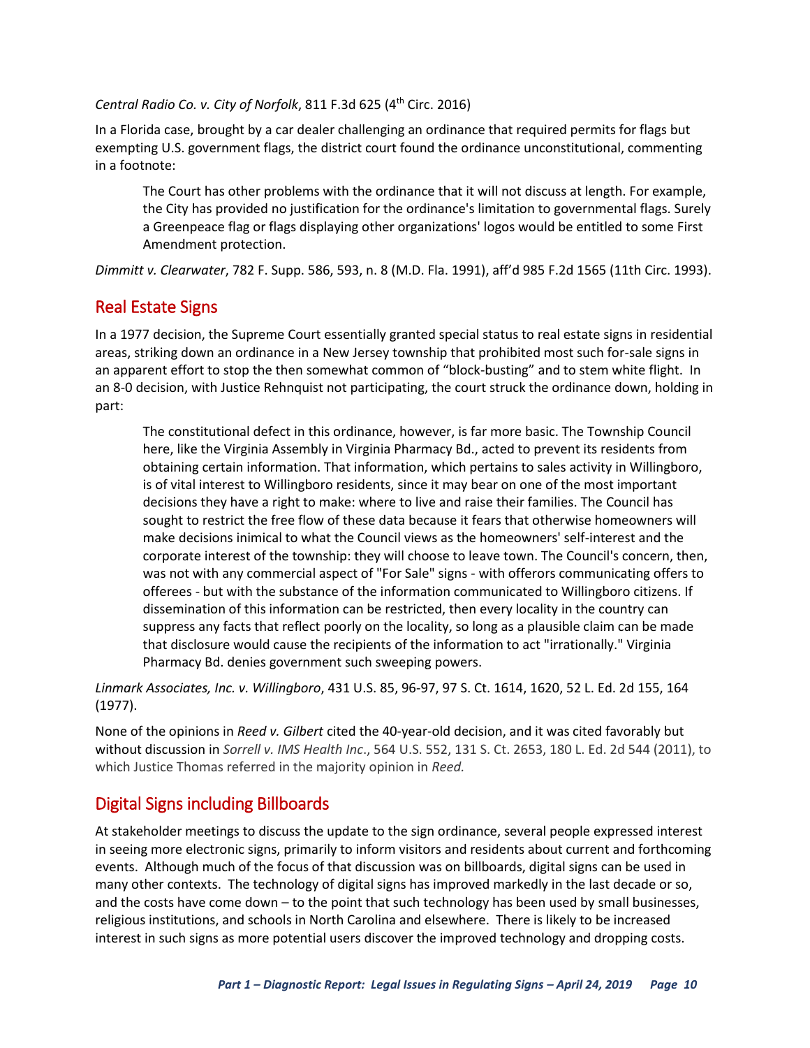*Central Radio Co. v. City of Norfolk*, 811 F.3d 625 (4th Circ. 2016)

In a Florida case, brought by a car dealer challenging an ordinance that required permits for flags but exempting U.S. government flags, the district court found the ordinance unconstitutional, commenting in a footnote:

> The Court has other problems with the ordinance that it will not discuss at length. For example, the City has provided no justification for the ordinance's limitation to governmental flags. Surely a Greenpeace flag or flags displaying other organizations' logos would be entitled to some First Amendment protection.

*Dimmitt v. Clearwater*, 782 F. Supp. 586, 593, n. 8 (M.D. Fla. 1991), aff'd 985 F.2d 1565 (11th Circ. 1993).

## Real Estate Signs

In a 1977 decision, the Supreme Court essentially granted special status to real estate signs in residential areas, striking down an ordinance in a New Jersey township that prohibited most such for-sale signs in an apparent effort to stop the then somewhat common of "block-busting" and to stem white flight. In an 8-0 decision, with Justice Rehnquist not participating, the court struck the ordinance down, holding in part:

> The constitutional defect in this ordinance, however, is far more basic. The Township Council here, like the Virginia Assembly in Virginia Pharmacy Bd., acted to prevent its residents from obtaining certain information. That information, which pertains to sales activity in Willingboro, is of vital interest to Willingboro residents, since it may bear on one of the most important decisions they have a right to make: where to live and raise their families. The Council has sought to restrict the free flow of these data because it fears that otherwise homeowners will make decisions inimical to what the Council views as the homeowners' self-interest and the corporate interest of the township: they will choose to leave town. The Council's concern, then, was not with any commercial aspect of "For Sale" signs - with offerors communicating offers to offerees - but with the substance of the information communicated to Willingboro citizens. If dissemination of this information can be restricted, then every locality in the country can suppress any facts that reflect poorly on the locality, so long as a plausible claim can be made that disclosure would cause the recipients of the information to act "irrationally." Virginia Pharmacy Bd. denies government such sweeping powers.

*Linmark Associates, Inc. v. Willingboro*, 431 U.S. 85, 96-97, 97 S. Ct. 1614, 1620, 52 L. Ed. 2d 155, 164 (1977).

None of the opinions in *Reed v. Gilbert* cited the 40-year-old decision, and it was cited favorably but without discussion in *Sorrell v. IMS Health Inc*., 564 U.S. 552, 131 S. Ct. 2653, 180 L. Ed. 2d 544 (2011), to which Justice Thomas referred in the majority opinion in *Reed.*

## Digital Signs including Billboards

At stakeholder meetings to discuss the update to the sign ordinance, several people expressed interest in seeing more electronic signs, primarily to inform visitors and residents about current and forthcoming events. Although much of the focus of that discussion was on billboards, digital signs can be used in many other contexts. The technology of digital signs has improved markedly in the last decade or so, and the costs have come down – to the point that such technology has been used by small businesses, religious institutions, and schools in North Carolina and elsewhere. There is likely to be increased interest in such signs as more potential users discover the improved technology and dropping costs.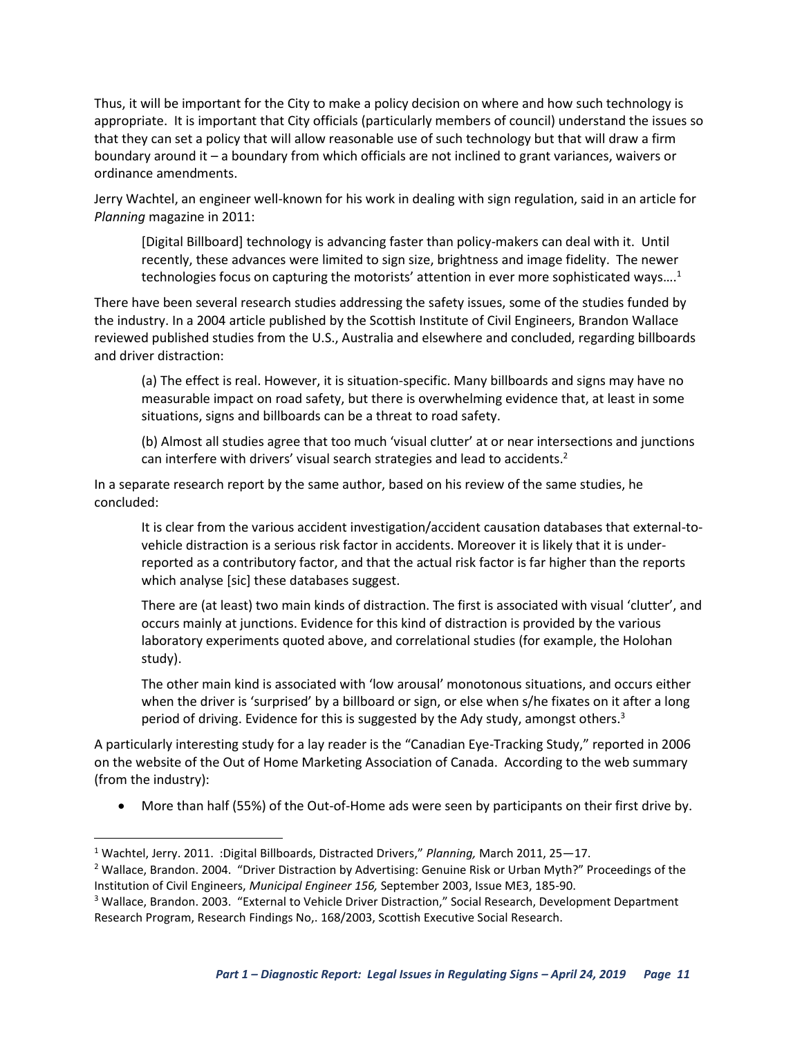Thus, it will be important for the City to make a policy decision on where and how such technology is appropriate. It is important that City officials (particularly members of council) understand the issues so that they can set a policy that will allow reasonable use of such technology but that will draw a firm boundary around it – a boundary from which officials are not inclined to grant variances, waivers or ordinance amendments.

Jerry Wachtel, an engineer well-known for his work in dealing with sign regulation, said in an article for *Planning* magazine in 2011:

> [Digital Billboard] technology is advancing faster than policy-makers can deal with it. Until recently, these advances were limited to sign size, brightness and image fidelity. The newer technologies focus on capturing the motorists' attention in ever more sophisticated ways….[1]

There have been several research studies addressing the safety issues, some of the studies funded by the industry. In a 2004 article published by the Scottish Institute of Civil Engineers, Brandon Wallace reviewed published studies from the U.S., Australia and elsewhere and concluded, regarding billboards and driver distraction:

> (a) The effect is real. However, it is situation-specific. Many billboards and signs may have no measurable impact on road safety, but there is overwhelming evidence that, at least in some situations, signs and billboards can be a threat to road safety.
>
> (b) Almost all studies agree that too much 'visual clutter' at or near intersections and junctions can interfere with drivers' visual search strategies and lead to accidents.[2]

In a separate research report by the same author, based on his review of the same studies, he concluded:

> It is clear from the various accident investigation/accident causation databases that external-to-vehicle distraction is a serious risk factor in accidents. Moreover it is likely that it is under-reported as a contributory factor, and that the actual risk factor is far higher than the reports which analyse [sic] these databases suggest.
>
> There are (at least) two main kinds of distraction. The first is associated with visual 'clutter', and occurs mainly at junctions. Evidence for this kind of distraction is provided by the various laboratory experiments quoted above, and correlational studies (for example, the Holohan study).
>
> The other main kind is associated with 'low arousal' monotonous situations, and occurs either when the driver is 'surprised' by a billboard or sign, or else when s/he fixates on it after a long period of driving. Evidence for this is suggested by the Ady study, amongst others.[3]

A particularly interesting study for a lay reader is the "Canadian Eye-Tracking Study," reported in 2006 on the website of the Out of Home Marketing Association of Canada. According to the web summary (from the industry):

- More than half (55%) of the Out-of-Home ads were seen by participants on their first drive by.

---

[1] Wachtel, Jerry. 2011. :Digital Billboards, Distracted Drivers," *Planning,* March 2011, 25—17.

[2] Wallace, Brandon. 2004. "Driver Distraction by Advertising: Genuine Risk or Urban Myth?" Proceedings of the Institution of Civil Engineers, *Municipal Engineer 156,* September 2003, Issue ME3, 185-90.

[3] Wallace, Brandon. 2003. "External to Vehicle Driver Distraction," Social Research, Development Department Research Program, Research Findings No,. 168/2003, Scottish Executive Social Research.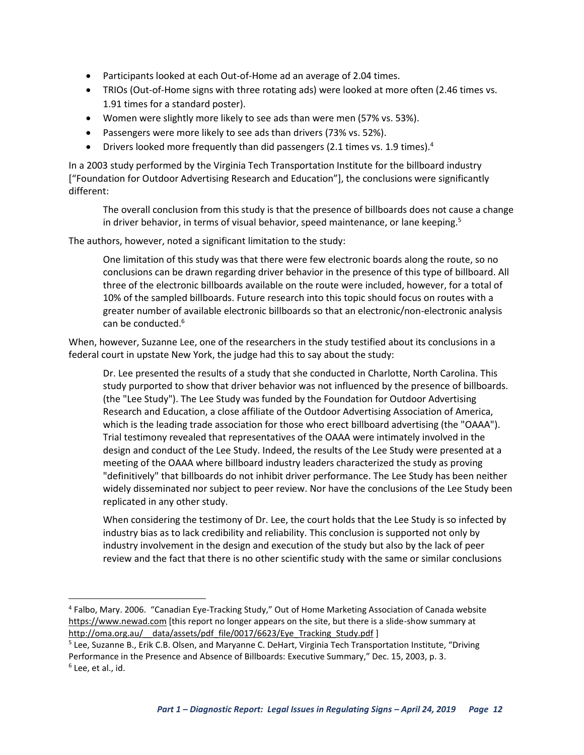- Participants looked at each Out-of-Home ad an average of 2.04 times.
- TRIOs (Out-of-Home signs with three rotating ads) were looked at more often (2.46 times vs. 1.91 times for a standard poster).
- Women were slightly more likely to see ads than were men (57% vs. 53%).
- Passengers were more likely to see ads than drivers (73% vs. 52%).
- Drivers looked more frequently than did passengers (2.1 times vs. 1.9 times).[4]

In a 2003 study performed by the Virginia Tech Transportation Institute for the billboard industry ["Foundation for Outdoor Advertising Research and Education"], the conclusions were significantly different:

> The overall conclusion from this study is that the presence of billboards does not cause a change in driver behavior, in terms of visual behavior, speed maintenance, or lane keeping.[5]

The authors, however, noted a significant limitation to the study:

> One limitation of this study was that there were few electronic boards along the route, so no conclusions can be drawn regarding driver behavior in the presence of this type of billboard. All three of the electronic billboards available on the route were included, however, for a total of 10% of the sampled billboards. Future research into this topic should focus on routes with a greater number of available electronic billboards so that an electronic/non-electronic analysis can be conducted.[6]

When, however, Suzanne Lee, one of the researchers in the study testified about its conclusions in a federal court in upstate New York, the judge had this to say about the study:

> Dr. Lee presented the results of a study that she conducted in Charlotte, North Carolina. This study purported to show that driver behavior was not influenced by the presence of billboards. (the "Lee Study"). The Lee Study was funded by the Foundation for Outdoor Advertising Research and Education, a close affiliate of the Outdoor Advertising Association of America, which is the leading trade association for those who erect billboard advertising (the "OAAA"). Trial testimony revealed that representatives of the OAAA were intimately involved in the design and conduct of the Lee Study. Indeed, the results of the Lee Study were presented at a meeting of the OAAA where billboard industry leaders characterized the study as proving "definitively" that billboards do not inhibit driver performance. The Lee Study has been neither widely disseminated nor subject to peer review. Nor have the conclusions of the Lee Study been replicated in any other study.
>
> When considering the testimony of Dr. Lee, the court holds that the Lee Study is so infected by industry bias as to lack credibility and reliability. This conclusion is supported not only by industry involvement in the design and execution of the study but also by the lack of peer review and the fact that there is no other scientific study with the same or similar conclusions

---

[4] Falbo, Mary. 2006. "Canadian Eye-Tracking Study," Out of Home Marketing Association of Canada website https://www.newad.com [this report no longer appears on the site, but there is a slide-show summary at http://oma.org.au/__data/assets/pdf_file/0017/6623/Eye_Tracking_Study.pdf ]

[5] Lee, Suzanne B., Erik C.B. Olsen, and Maryanne C. DeHart, Virginia Tech Transportation Institute, "Driving Performance in the Presence and Absence of Billboards: Executive Summary," Dec. 15, 2003, p. 3.

[6] Lee, et al., id.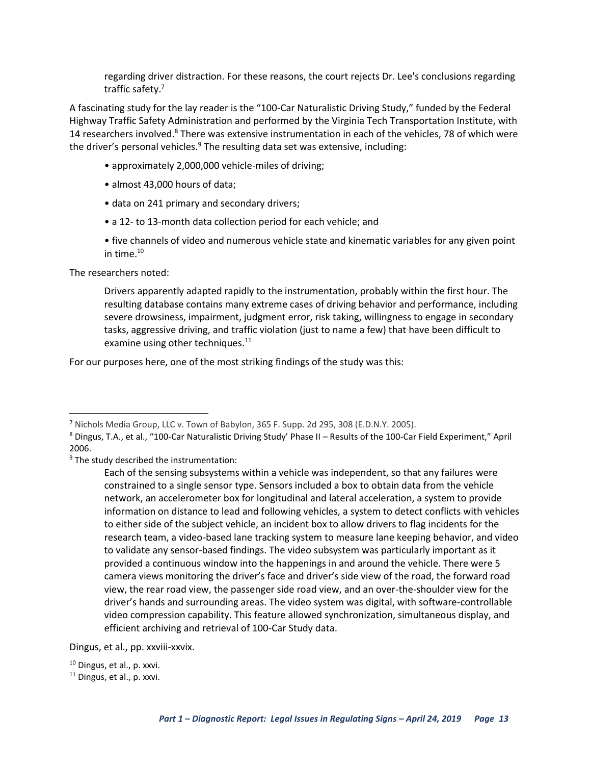> regarding driver distraction. For these reasons, the court rejects Dr. Lee's conclusions regarding traffic safety.[7]

A fascinating study for the lay reader is the "100-Car Naturalistic Driving Study," funded by the Federal Highway Traffic Safety Administration and performed by the Virginia Tech Transportation Institute, with 14 researchers involved.[8] There was extensive instrumentation in each of the vehicles, 78 of which were the driver's personal vehicles.[9] The resulting data set was extensive, including:

- approximately 2,000,000 vehicle-miles of driving;
- almost 43,000 hours of data;
- data on 241 primary and secondary drivers;
- a 12- to 13-month data collection period for each vehicle; and
- five channels of video and numerous vehicle state and kinematic variables for any given point in time.[10]

The researchers noted:

> Drivers apparently adapted rapidly to the instrumentation, probably within the first hour. The resulting database contains many extreme cases of driving behavior and performance, including severe drowsiness, impairment, judgment error, risk taking, willingness to engage in secondary tasks, aggressive driving, and traffic violation (just to name a few) that have been difficult to examine using other techniques.[11]

For our purposes here, one of the most striking findings of the study was this:

---

[7] Nichols Media Group, LLC v. Town of Babylon, 365 F. Supp. 2d 295, 308 (E.D.N.Y. 2005).

[8] Dingus, T.A., et al., "100-Car Naturalistic Driving Study' Phase II – Results of the 100-Car Field Experiment," April 2006.

[9] The study described the instrumentation:

> Each of the sensing subsystems within a vehicle was independent, so that any failures were constrained to a single sensor type. Sensors included a box to obtain data from the vehicle network, an accelerometer box for longitudinal and lateral acceleration, a system to provide information on distance to lead and following vehicles, a system to detect conflicts with vehicles to either side of the subject vehicle, an incident box to allow drivers to flag incidents for the research team, a video-based lane tracking system to measure lane keeping behavior, and video to validate any sensor-based findings. The video subsystem was particularly important as it provided a continuous window into the happenings in and around the vehicle. There were 5 camera views monitoring the driver's face and driver's side view of the road, the forward road view, the rear road view, the passenger side road view, and an over-the-shoulder view for the driver's hands and surrounding areas. The video system was digital, with software-controllable video compression capability. This feature allowed synchronization, simultaneous display, and efficient archiving and retrieval of 100-Car Study data.

Dingus, et al., pp. xxviii-xxvix.

[10] Dingus, et al., p. xxvi.

[11] Dingus, et al., p. xxvi.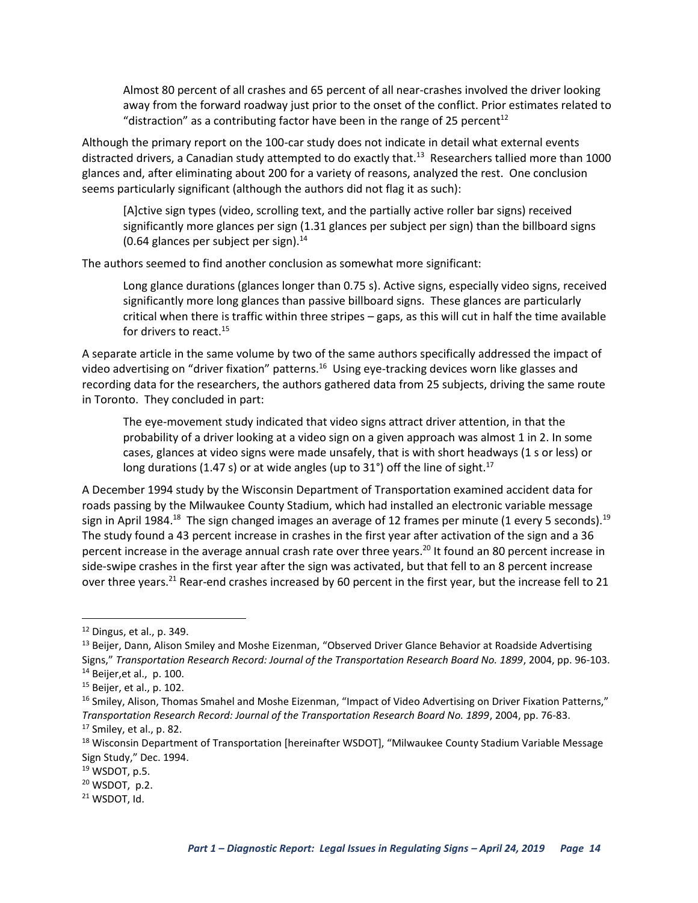> Almost 80 percent of all crashes and 65 percent of all near-crashes involved the driver looking away from the forward roadway just prior to the onset of the conflict. Prior estimates related to "distraction" as a contributing factor have been in the range of 25 percent[12]

Although the primary report on the 100-car study does not indicate in detail what external events distracted drivers, a Canadian study attempted to do exactly that.[13] Researchers tallied more than 1000 glances and, after eliminating about 200 for a variety of reasons, analyzed the rest. One conclusion seems particularly significant (although the authors did not flag it as such):

> [A]ctive sign types (video, scrolling text, and the partially active roller bar signs) received significantly more glances per sign (1.31 glances per subject per sign) than the billboard signs (0.64 glances per subject per sign).[14]

The authors seemed to find another conclusion as somewhat more significant:

> Long glance durations (glances longer than 0.75 s). Active signs, especially video signs, received significantly more long glances than passive billboard signs. These glances are particularly critical when there is traffic within three stripes – gaps, as this will cut in half the time available for drivers to react.[15]

A separate article in the same volume by two of the same authors specifically addressed the impact of video advertising on "driver fixation" patterns.[16] Using eye-tracking devices worn like glasses and recording data for the researchers, the authors gathered data from 25 subjects, driving the same route in Toronto. They concluded in part:

> The eye-movement study indicated that video signs attract driver attention, in that the probability of a driver looking at a video sign on a given approach was almost 1 in 2. In some cases, glances at video signs were made unsafely, that is with short headways (1 s or less) or long durations (1.47 s) or at wide angles (up to 31°) off the line of sight.[17]

A December 1994 study by the Wisconsin Department of Transportation examined accident data for roads passing by the Milwaukee County Stadium, which had installed an electronic variable message sign in April 1984.[18] The sign changed images an average of 12 frames per minute (1 every 5 seconds).[19] The study found a 43 percent increase in crashes in the first year after activation of the sign and a 36 percent increase in the average annual crash rate over three years.[20] It found an 80 percent increase in side-swipe crashes in the first year after the sign was activated, but that fell to an 8 percent increase over three years.[21] Rear-end crashes increased by 60 percent in the first year, but the increase fell to 21

---

[12] Dingus, et al., p. 349.

[13] Beijer, Dann, Alison Smiley and Moshe Eizenman, "Observed Driver Glance Behavior at Roadside Advertising Signs," *Transportation Research Record: Journal of the Transportation Research Board No. 1899*, 2004, pp. 96-103.

[14] Beijer,et al., p. 100.

[15] Beijer, et al., p. 102.

[16] Smiley, Alison, Thomas Smahel and Moshe Eizenman, "Impact of Video Advertising on Driver Fixation Patterns," *Transportation Research Record: Journal of the Transportation Research Board No. 1899*, 2004, pp. 76-83.

[17] Smiley, et al., p. 82.

[18] Wisconsin Department of Transportation [hereinafter WSDOT], "Milwaukee County Stadium Variable Message Sign Study," Dec. 1994.

[19] WSDOT, p.5.

[20] WSDOT, p.2.

[21] WSDOT, Id.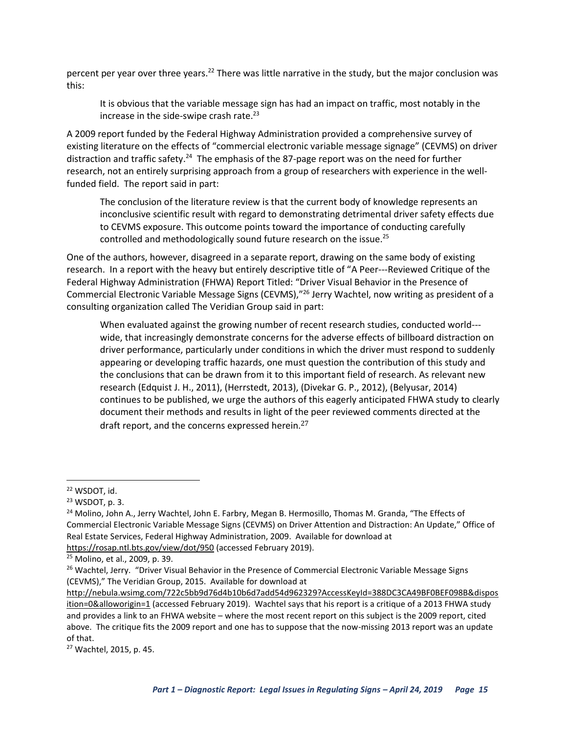percent per year over three years.[22] There was little narrative in the study, but the major conclusion was this:

> It is obvious that the variable message sign has had an impact on traffic, most notably in the increase in the side-swipe crash rate.[23]

A 2009 report funded by the Federal Highway Administration provided a comprehensive survey of existing literature on the effects of "commercial electronic variable message signage" (CEVMS) on driver distraction and traffic safety.[24] The emphasis of the 87-page report was on the need for further research, not an entirely surprising approach from a group of researchers with experience in the well-funded field. The report said in part:

> The conclusion of the literature review is that the current body of knowledge represents an inconclusive scientific result with regard to demonstrating detrimental driver safety effects due to CEVMS exposure. This outcome points toward the importance of conducting carefully controlled and methodologically sound future research on the issue.[25]

One of the authors, however, disagreed in a separate report, drawing on the same body of existing research. In a report with the heavy but entirely descriptive title of "A Peer---Reviewed Critique of the Federal Highway Administration (FHWA) Report Titled: "Driver Visual Behavior in the Presence of Commercial Electronic Variable Message Signs (CEVMS),"[26] Jerry Wachtel, now writing as president of a consulting organization called The Veridian Group said in part:

> When evaluated against the growing number of recent research studies, conducted world---wide, that increasingly demonstrate concerns for the adverse effects of billboard distraction on driver performance, particularly under conditions in which the driver must respond to suddenly appearing or developing traffic hazards, one must question the contribution of this study and the conclusions that can be drawn from it to this important field of research. As relevant new research (Edquist J. H., 2011), (Herrstedt, 2013), (Divekar G. P., 2012), (Belyusar, 2014) continues to be published, we urge the authors of this eagerly anticipated FHWA study to clearly document their methods and results in light of the peer reviewed comments directed at the draft report, and the concerns expressed herein.[27]

---

[22] WSDOT, id.

[23] WSDOT, p. 3.

[24] Molino, John A., Jerry Wachtel, John E. Farbry, Megan B. Hermosillo, Thomas M. Granda, "The Effects of Commercial Electronic Variable Message Signs (CEVMS) on Driver Attention and Distraction: An Update," Office of Real Estate Services, Federal Highway Administration, 2009. Available for download at https://rosap.ntl.bts.gov/view/dot/950 (accessed February 2019).

[25] Molino, et al., 2009, p. 39.

[26] Wachtel, Jerry. "Driver Visual Behavior in the Presence of Commercial Electronic Variable Message Signs (CEVMS)," The Veridian Group, 2015. Available for download at http://nebula.wsimg.com/722c5bb9d76d4b10b6d7add54d962329?AccessKeyId=388DC3CA49BF0BEF098B&disposition=0&alloworigin=1 (accessed February 2019). Wachtel says that his report is a critique of a 2013 FHWA study and provides a link to an FHWA website – where the most recent report on this subject is the 2009 report, cited above. The critique fits the 2009 report and one has to suppose that the now-missing 2013 report was an update of that.

[27] Wachtel, 2015, p. 45.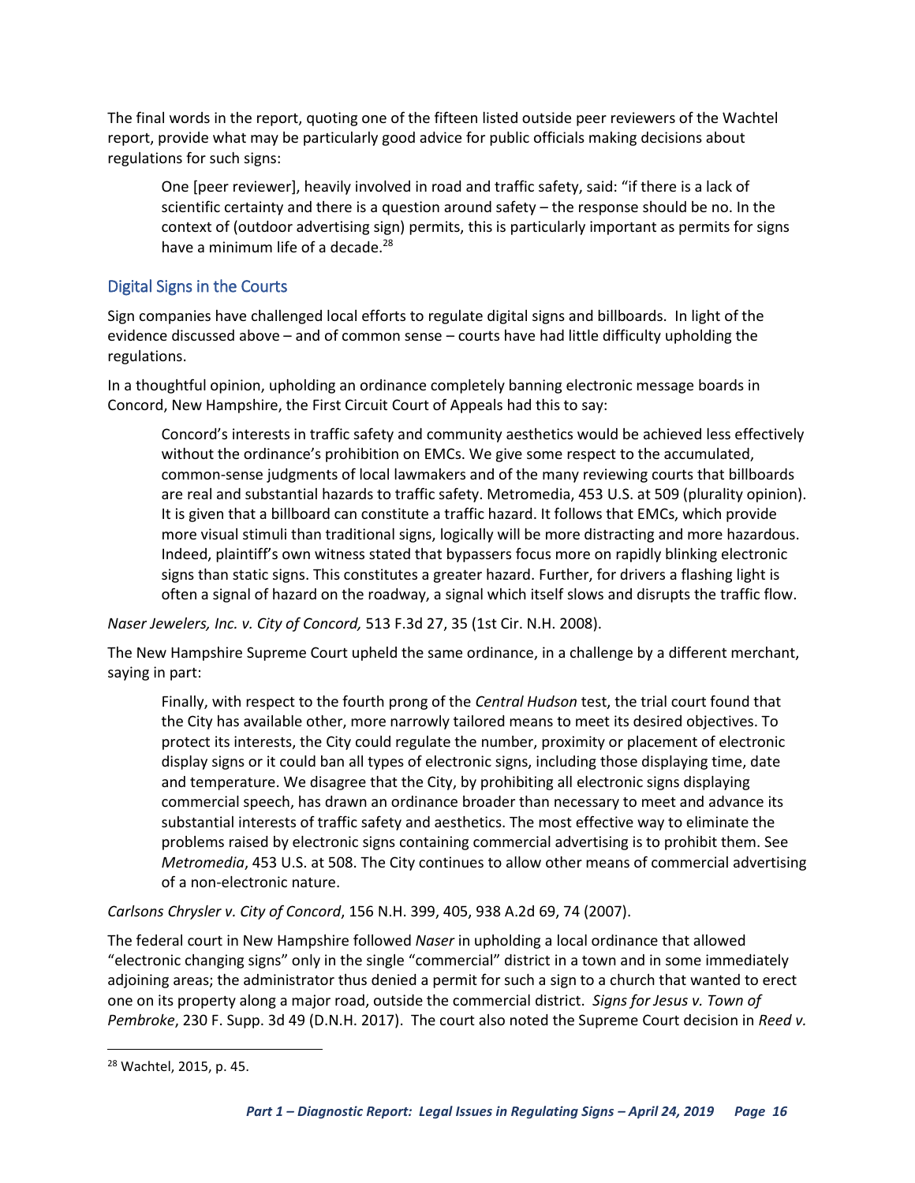The final words in the report, quoting one of the fifteen listed outside peer reviewers of the Wachtel report, provide what may be particularly good advice for public officials making decisions about regulations for such signs:

> One [peer reviewer], heavily involved in road and traffic safety, said: "if there is a lack of scientific certainty and there is a question around safety – the response should be no. In the context of (outdoor advertising sign) permits, this is particularly important as permits for signs have a minimum life of a decade.[28]

## Digital Signs in the Courts

Sign companies have challenged local efforts to regulate digital signs and billboards. In light of the evidence discussed above – and of common sense – courts have had little difficulty upholding the regulations.

In a thoughtful opinion, upholding an ordinance completely banning electronic message boards in Concord, New Hampshire, the First Circuit Court of Appeals had this to say:

> Concord's interests in traffic safety and community aesthetics would be achieved less effectively without the ordinance's prohibition on EMCs. We give some respect to the accumulated, common-sense judgments of local lawmakers and of the many reviewing courts that billboards are real and substantial hazards to traffic safety. Metromedia, 453 U.S. at 509 (plurality opinion). It is given that a billboard can constitute a traffic hazard. It follows that EMCs, which provide more visual stimuli than traditional signs, logically will be more distracting and more hazardous. Indeed, plaintiff's own witness stated that bypassers focus more on rapidly blinking electronic signs than static signs. This constitutes a greater hazard. Further, for drivers a flashing light is often a signal of hazard on the roadway, a signal which itself slows and disrupts the traffic flow.

*Naser Jewelers, Inc. v. City of Concord,* 513 F.3d 27, 35 (1st Cir. N.H. 2008).

The New Hampshire Supreme Court upheld the same ordinance, in a challenge by a different merchant, saying in part:

> Finally, with respect to the fourth prong of the *Central Hudson* test, the trial court found that the City has available other, more narrowly tailored means to meet its desired objectives. To protect its interests, the City could regulate the number, proximity or placement of electronic display signs or it could ban all types of electronic signs, including those displaying time, date and temperature. We disagree that the City, by prohibiting all electronic signs displaying commercial speech, has drawn an ordinance broader than necessary to meet and advance its substantial interests of traffic safety and aesthetics. The most effective way to eliminate the problems raised by electronic signs containing commercial advertising is to prohibit them. See *Metromedia*, 453 U.S. at 508. The City continues to allow other means of commercial advertising of a non-electronic nature.

*Carlsons Chrysler v. City of Concord*, 156 N.H. 399, 405, 938 A.2d 69, 74 (2007).

The federal court in New Hampshire followed *Naser* in upholding a local ordinance that allowed "electronic changing signs" only in the single "commercial" district in a town and in some immediately adjoining areas; the administrator thus denied a permit for such a sign to a church that wanted to erect one on its property along a major road, outside the commercial district. *Signs for Jesus v. Town of Pembroke*, 230 F. Supp. 3d 49 (D.N.H. 2017). The court also noted the Supreme Court decision in *Reed v.*

[28] Wachtel, 2015, p. 45.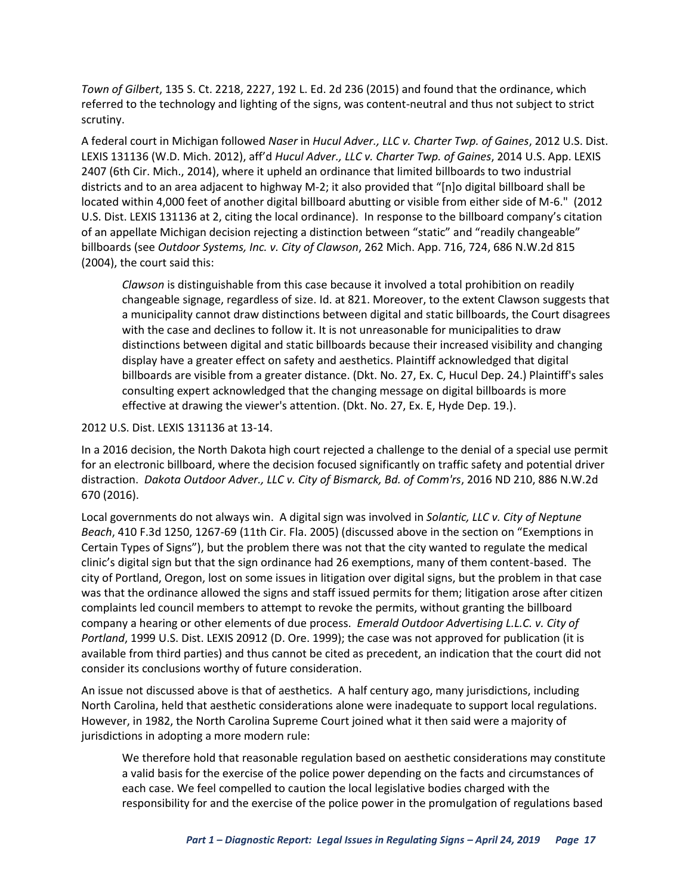*Town of Gilbert*, 135 S. Ct. 2218, 2227, 192 L. Ed. 2d 236 (2015) and found that the ordinance, which referred to the technology and lighting of the signs, was content-neutral and thus not subject to strict scrutiny.

A federal court in Michigan followed *Naser* in *Hucul Adver., LLC v. Charter Twp. of Gaines*, 2012 U.S. Dist. LEXIS 131136 (W.D. Mich. 2012), aff'd *Hucul Adver., LLC v. Charter Twp. of Gaines*, 2014 U.S. App. LEXIS 2407 (6th Cir. Mich., 2014), where it upheld an ordinance that limited billboards to two industrial districts and to an area adjacent to highway M-2; it also provided that "[n]o digital billboard shall be located within 4,000 feet of another digital billboard abutting or visible from either side of M-6." (2012 U.S. Dist. LEXIS 131136 at 2, citing the local ordinance). In response to the billboard company's citation of an appellate Michigan decision rejecting a distinction between "static" and "readily changeable" billboards (see *Outdoor Systems, Inc. v. City of Clawson*, 262 Mich. App. 716, 724, 686 N.W.2d 815 (2004), the court said this:

> *Clawson* is distinguishable from this case because it involved a total prohibition on readily changeable signage, regardless of size. Id. at 821. Moreover, to the extent Clawson suggests that a municipality cannot draw distinctions between digital and static billboards, the Court disagrees with the case and declines to follow it. It is not unreasonable for municipalities to draw distinctions between digital and static billboards because their increased visibility and changing display have a greater effect on safety and aesthetics. Plaintiff acknowledged that digital billboards are visible from a greater distance. (Dkt. No. 27, Ex. C, Hucul Dep. 24.) Plaintiff's sales consulting expert acknowledged that the changing message on digital billboards is more effective at drawing the viewer's attention. (Dkt. No. 27, Ex. E, Hyde Dep. 19.).

2012 U.S. Dist. LEXIS 131136 at 13-14.

In a 2016 decision, the North Dakota high court rejected a challenge to the denial of a special use permit for an electronic billboard, where the decision focused significantly on traffic safety and potential driver distraction. *Dakota Outdoor Adver., LLC v. City of Bismarck, Bd. of Comm'rs*, 2016 ND 210, 886 N.W.2d 670 (2016).

Local governments do not always win. A digital sign was involved in *Solantic, LLC v. City of Neptune Beach*, 410 F.3d 1250, 1267-69 (11th Cir. Fla. 2005) (discussed above in the section on "Exemptions in Certain Types of Signs"), but the problem there was not that the city wanted to regulate the medical clinic's digital sign but that the sign ordinance had 26 exemptions, many of them content-based. The city of Portland, Oregon, lost on some issues in litigation over digital signs, but the problem in that case was that the ordinance allowed the signs and staff issued permits for them; litigation arose after citizen complaints led council members to attempt to revoke the permits, without granting the billboard company a hearing or other elements of due process. *Emerald Outdoor Advertising L.L.C. v. City of Portland*, 1999 U.S. Dist. LEXIS 20912 (D. Ore. 1999); the case was not approved for publication (it is available from third parties) and thus cannot be cited as precedent, an indication that the court did not consider its conclusions worthy of future consideration.

An issue not discussed above is that of aesthetics. A half century ago, many jurisdictions, including North Carolina, held that aesthetic considerations alone were inadequate to support local regulations. However, in 1982, the North Carolina Supreme Court joined what it then said were a majority of jurisdictions in adopting a more modern rule:

> We therefore hold that reasonable regulation based on aesthetic considerations may constitute a valid basis for the exercise of the police power depending on the facts and circumstances of each case. We feel compelled to caution the local legislative bodies charged with the responsibility for and the exercise of the police power in the promulgation of regulations based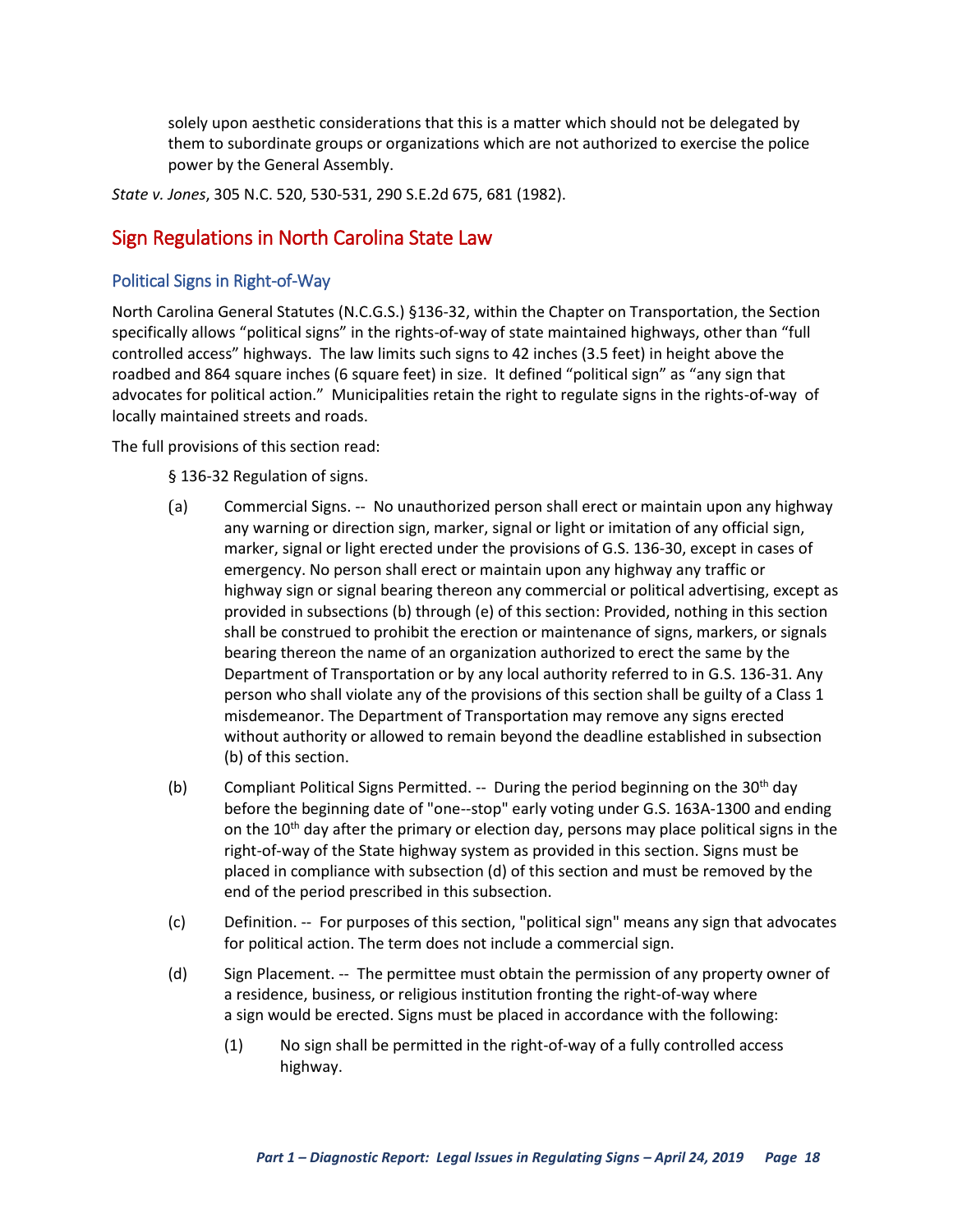> solely upon aesthetic considerations that this is a matter which should not be delegated by them to subordinate groups or organizations which are not authorized to exercise the police power by the General Assembly.

*State v. Jones*, 305 N.C. 520, 530-531, 290 S.E.2d 675, 681 (1982).

## Sign Regulations in North Carolina State Law

### Political Signs in Right-of-Way

North Carolina General Statutes (N.C.G.S.) §136-32, within the Chapter on Transportation, the Section specifically allows "political signs" in the rights-of-way of state maintained highways, other than "full controlled access" highways. The law limits such signs to 42 inches (3.5 feet) in height above the roadbed and 864 square inches (6 square feet) in size. It defined "political sign" as "any sign that advocates for political action." Municipalities retain the right to regulate signs in the rights-of-way of locally maintained streets and roads.

The full provisions of this section read:

> § 136-32 Regulation of signs.
>
> (a) Commercial Signs. -- No unauthorized person shall erect or maintain upon any highway any warning or direction sign, marker, signal or light or imitation of any official sign, marker, signal or light erected under the provisions of G.S. 136-30, except in cases of emergency. No person shall erect or maintain upon any highway any traffic or highway sign or signal bearing thereon any commercial or political advertising, except as provided in subsections (b) through (e) of this section: Provided, nothing in this section shall be construed to prohibit the erection or maintenance of signs, markers, or signals bearing thereon the name of an organization authorized to erect the same by the Department of Transportation or by any local authority referred to in G.S. 136-31. Any person who shall violate any of the provisions of this section shall be guilty of a Class 1 misdemeanor. The Department of Transportation may remove any signs erected without authority or allowed to remain beyond the deadline established in subsection (b) of this section.
>
> (b) Compliant Political Signs Permitted. -- During the period beginning on the 30th day before the beginning date of "one--stop" early voting under G.S. 163A-1300 and ending on the 10th day after the primary or election day, persons may place political signs in the right-of-way of the State highway system as provided in this section. Signs must be placed in compliance with subsection (d) of this section and must be removed by the end of the period prescribed in this subsection.
>
> (c) Definition. -- For purposes of this section, "political sign" means any sign that advocates for political action. The term does not include a commercial sign.
>
> (d) Sign Placement. -- The permittee must obtain the permission of any property owner of a residence, business, or religious institution fronting the right-of-way where a sign would be erected. Signs must be placed in accordance with the following:
>
> (1) No sign shall be permitted in the right-of-way of a fully controlled access highway.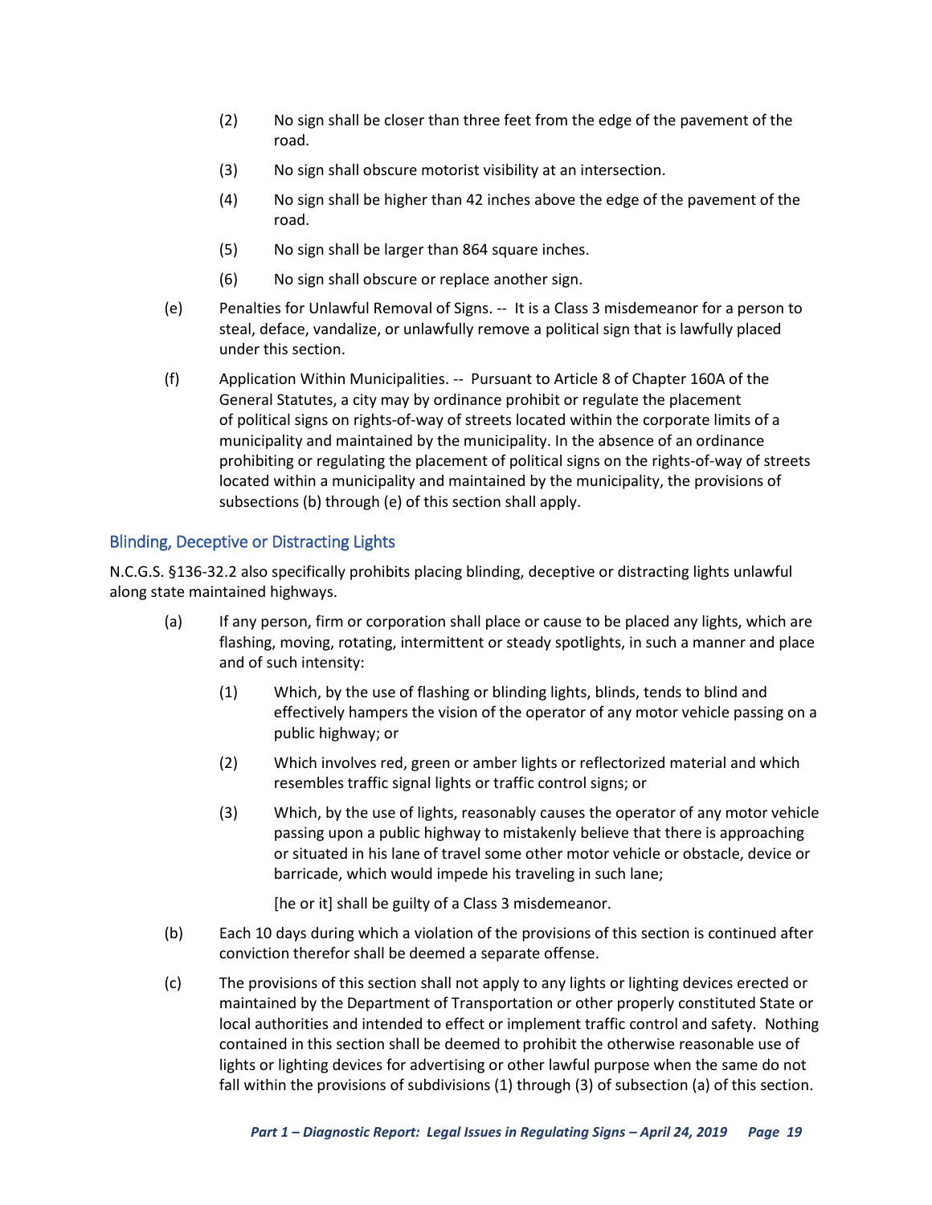(2) No sign shall be closer than three feet from the edge of the pavement of the road.

(3) No sign shall obscure motorist visibility at an intersection.

(4) No sign shall be higher than 42 inches above the edge of the pavement of the road.

(5) No sign shall be larger than 864 square inches.

(6) No sign shall obscure or replace another sign.

(e) Penalties for Unlawful Removal of Signs. -- It is a Class 3 misdemeanor for a person to steal, deface, vandalize, or unlawfully remove a political sign that is lawfully placed under this section.

(f) Application Within Municipalities. -- Pursuant to Article 8 of Chapter 160A of the General Statutes, a city may by ordinance prohibit or regulate the placement of political signs on rights-of-way of streets located within the corporate limits of a municipality and maintained by the municipality. In the absence of an ordinance prohibiting or regulating the placement of political signs on the rights-of-way of streets located within a municipality and maintained by the municipality, the provisions of subsections (b) through (e) of this section shall apply.

### Blinding, Deceptive or Distracting Lights

N.C.G.S. §136-32.2 also specifically prohibits placing blinding, deceptive or distracting lights unlawful along state maintained highways.

(a) If any person, firm or corporation shall place or cause to be placed any lights, which are flashing, moving, rotating, intermittent or steady spotlights, in such a manner and place and of such intensity:

(1) Which, by the use of flashing or blinding lights, blinds, tends to blind and effectively hampers the vision of the operator of any motor vehicle passing on a public highway; or

(2) Which involves red, green or amber lights or reflectorized material and which resembles traffic signal lights or traffic control signs; or

(3) Which, by the use of lights, reasonably causes the operator of any motor vehicle passing upon a public highway to mistakenly believe that there is approaching or situated in his lane of travel some other motor vehicle or obstacle, device or barricade, which would impede his traveling in such lane;

[he or it] shall be guilty of a Class 3 misdemeanor.

(b) Each 10 days during which a violation of the provisions of this section is continued after conviction therefor shall be deemed a separate offense.

(c) The provisions of this section shall not apply to any lights or lighting devices erected or maintained by the Department of Transportation or other properly constituted State or local authorities and intended to effect or implement traffic control and safety. Nothing contained in this section shall be deemed to prohibit the otherwise reasonable use of lights or lighting devices for advertising or other lawful purpose when the same do not fall within the provisions of subdivisions (1) through (3) of subsection (a) of this section.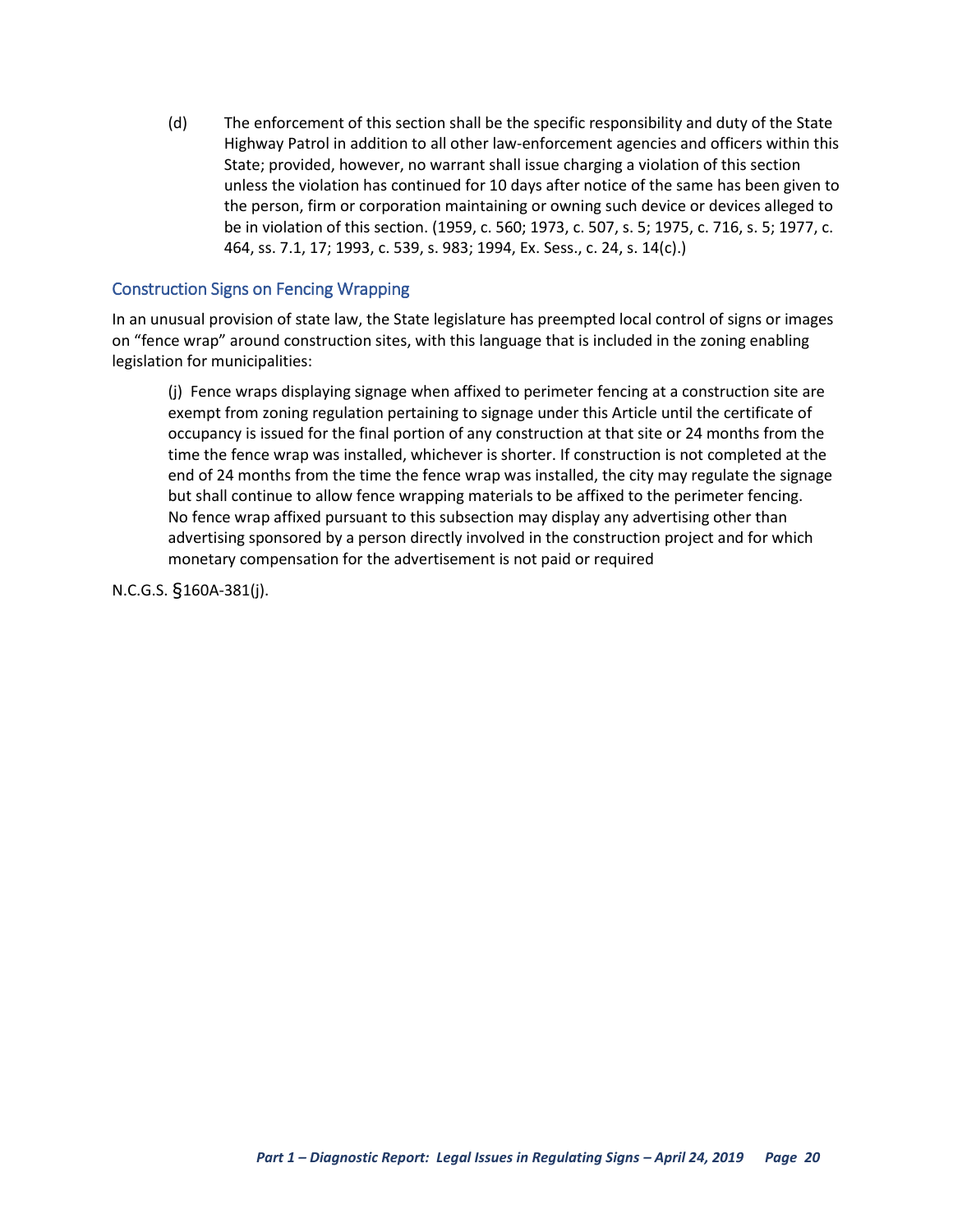(d) The enforcement of this section shall be the specific responsibility and duty of the State Highway Patrol in addition to all other law-enforcement agencies and officers within this State; provided, however, no warrant shall issue charging a violation of this section unless the violation has continued for 10 days after notice of the same has been given to the person, firm or corporation maintaining or owning such device or devices alleged to be in violation of this section. (1959, c. 560; 1973, c. 507, s. 5; 1975, c. 716, s. 5; 1977, c. 464, ss. 7.1, 17; 1993, c. 539, s. 983; 1994, Ex. Sess., c. 24, s. 14(c).)

## Construction Signs on Fencing Wrapping

In an unusual provision of state law, the State legislature has preempted local control of signs or images on "fence wrap" around construction sites, with this language that is included in the zoning enabling legislation for municipalities:

> (j) Fence wraps displaying signage when affixed to perimeter fencing at a construction site are exempt from zoning regulation pertaining to signage under this Article until the certificate of occupancy is issued for the final portion of any construction at that site or 24 months from the time the fence wrap was installed, whichever is shorter. If construction is not completed at the end of 24 months from the time the fence wrap was installed, the city may regulate the signage but shall continue to allow fence wrapping materials to be affixed to the perimeter fencing. No fence wrap affixed pursuant to this subsection may display any advertising other than advertising sponsored by a person directly involved in the construction project and for which monetary compensation for the advertisement is not paid or required

N.C.G.S. §160A-381(j).